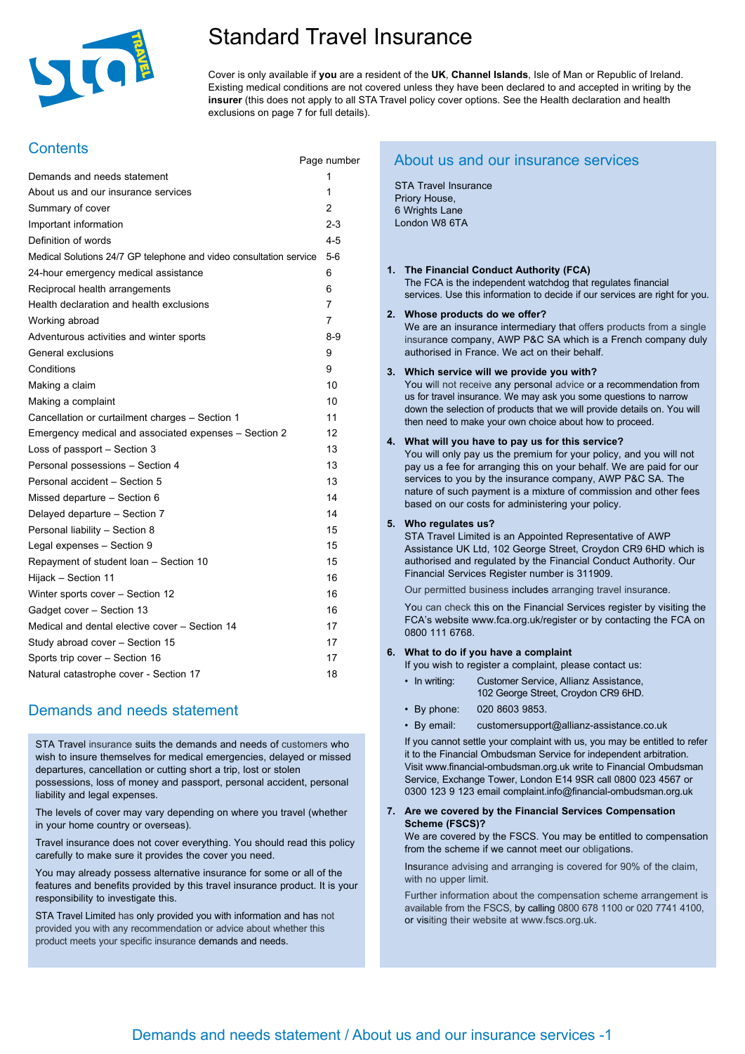# Standard Travel Insurance

Cover is only available if **you** are a resident of the **UK**, **Channel Islands**, Isle of Man or Republic of Ireland. Existing medical conditions are not covered unless they have been declared to and accepted in writing by the **insurer** (this does not apply to all STA Travel policy cover options. See the Health declaration and health exclusions on page 7 for full details).

## Contents

| | Page number |
|---|---|
| Demands and needs statement | 1 |
| About us and our insurance services | 1 |
| Summary of cover | 2 |
| Important information | 2-3 |
| Definition of words | 4-5 |
| Medical Solutions 24/7 GP telephone and video consultation service | 5-6 |
| 24-hour emergency medical assistance | 6 |
| Reciprocal health arrangements | 6 |
| Health declaration and health exclusions | 7 |
| Working abroad | 7 |
| Adventurous activities and winter sports | 8-9 |
| General exclusions | 9 |
| Conditions | 9 |
| Making a claim | 10 |
| Making a complaint | 10 |
| Cancellation or curtailment charges – Section 1 | 11 |
| Emergency medical and associated expenses – Section 2 | 12 |
| Loss of passport – Section 3 | 13 |
| Personal possessions – Section 4 | 13 |
| Personal accident – Section 5 | 13 |
| Missed departure – Section 6 | 14 |
| Delayed departure – Section 7 | 14 |
| Personal liability – Section 8 | 15 |
| Legal expenses – Section 9 | 15 |
| Repayment of student loan – Section 10 | 15 |
| Hijack – Section 11 | 16 |
| Winter sports cover – Section 12 | 16 |
| Gadget cover – Section 13 | 16 |
| Medical and dental elective cover – Section 14 | 17 |
| Study abroad cover – Section 15 | 17 |
| Sports trip cover – Section 16 | 17 |
| Natural catastrophe cover - Section 17 | 18 |

## Demands and needs statement

STA Travel insurance suits the demands and needs of customers who wish to insure themselves for medical emergencies, delayed or missed departures, cancellation or cutting short a trip, lost or stolen possessions, loss of money and passport, personal accident, personal liability and legal expenses.

The levels of cover may vary depending on where you travel (whether in your home country or overseas).

Travel insurance does not cover everything. You should read this policy carefully to make sure it provides the cover you need.

You may already possess alternative insurance for some or all of the features and benefits provided by this travel insurance product. It is your responsibility to investigate this.

STA Travel Limited has only provided you with information and has not provided you with any recommendation or advice about whether this product meets your specific insurance demands and needs.

## About us and our insurance services

STA Travel Insurance
Priory House,
6 Wrights Lane
London W8 6TA

1. **The Financial Conduct Authority (FCA)**
   The FCA is the independent watchdog that regulates financial services. Use this information to decide if our services are right for you.

2. **Whose products do we offer?**
   We are an insurance intermediary that offers products from a single insurance company, AWP P&C SA which is a French company duly authorised in France. We act on their behalf.

3. **Which service will we provide you with?**
   You will not receive any personal advice or a recommendation from us for travel insurance. We may ask you some questions to narrow down the selection of products that we will provide details on. You will then need to make your own choice about how to proceed.

4. **What will you have to pay us for this service?**
   You will only pay us the premium for your policy, and you will not pay us a fee for arranging this on your behalf. We are paid for our services to you by the insurance company, AWP P&C SA. The nature of such payment is a mixture of commission and other fees based on our costs for administering your policy.

5. **Who regulates us?**
   STA Travel Limited is an Appointed Representative of AWP Assistance UK Ltd, 102 George Street, Croydon CR9 6HD which is authorised and regulated by the Financial Conduct Authority. Our Financial Services Register number is 311909.

   Our permitted business includes arranging travel insurance.

   You can check this on the Financial Services register by visiting the FCA's website www.fca.org.uk/register or by contacting the FCA on 0800 111 6768.

6. **What to do if you have a complaint**
   If you wish to register a complaint, please contact us:
   - In writing: Customer Service, Allianz Assistance, 102 George Street, Croydon CR9 6HD.
   - By phone: 020 8603 9853.
   - By email: customersupport@allianz-assistance.co.uk

   If you cannot settle your complaint with us, you may be entitled to refer it to the Financial Ombudsman Service for independent arbitration. Visit www.financial-ombudsman.org.uk write to Financial Ombudsman Service, Exchange Tower, London E14 9SR call 0800 023 4567 or 0300 123 9 123 email complaint.info@financial-ombudsman.org.uk

7. **Are we covered by the Financial Services Compensation Scheme (FSCS)?**
   We are covered by the FSCS. You may be entitled to compensation from the scheme if we cannot meet our obligations.

   Insurance advising and arranging is covered for 90% of the claim, with no upper limit.

   Further information about the compensation scheme arrangement is available from the FSCS, by calling 0800 678 1100 or 020 7741 4100, or visiting their website at www.fscs.org.uk.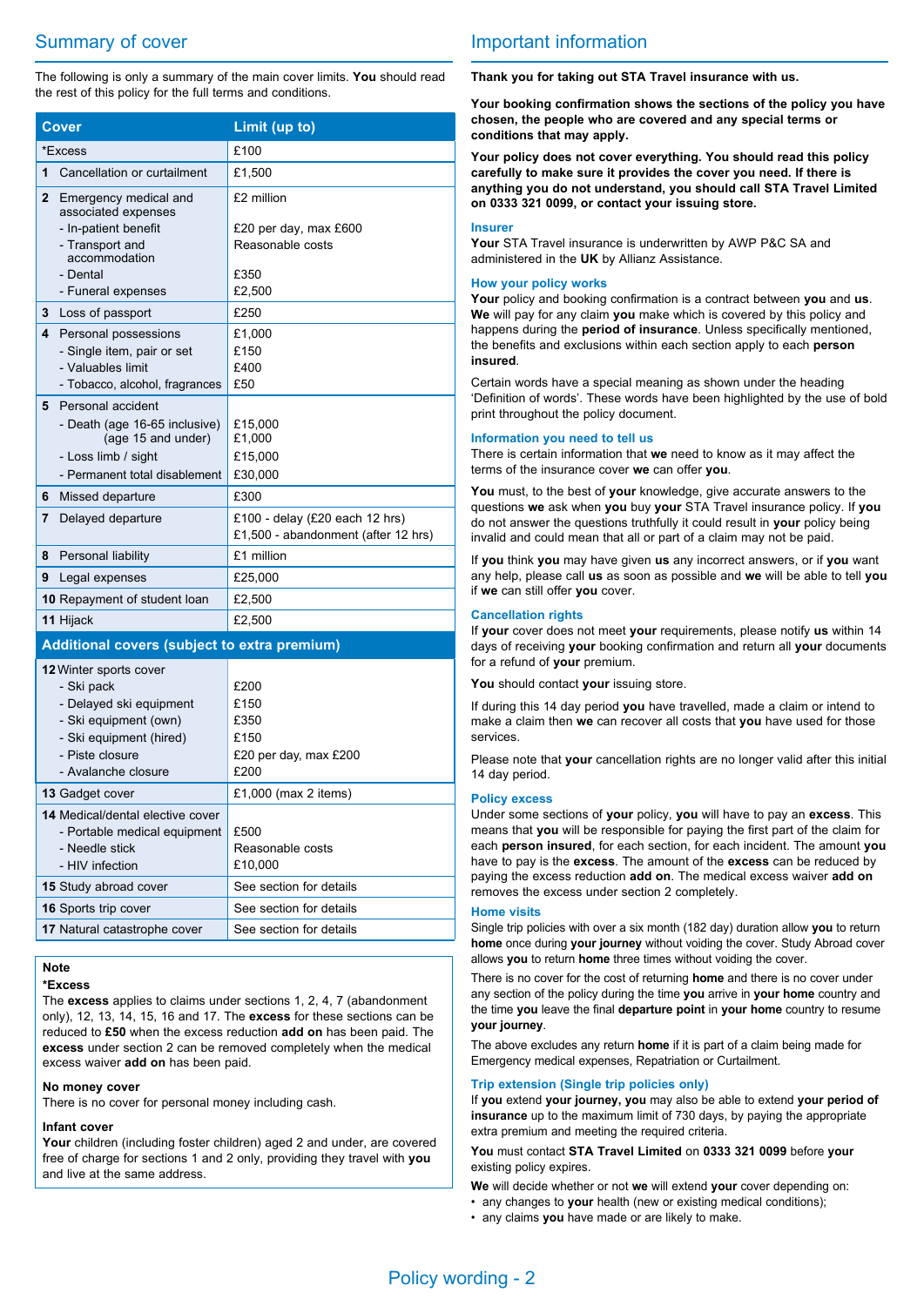## Summary of cover

The following is only a summary of the main cover limits. **You** should read the rest of this policy for the full terms and conditions.

| Cover | Limit (up to) |
|---|---|
| *Excess | £100 |
| **1** Cancellation or curtailment | £1,500 |
| **2** Emergency medical and associated expenses | £2 million |
| - In-patient benefit | £20 per day, max £600 |
| - Transport and accommodation | Reasonable costs |
| - Dental | £350 |
| - Funeral expenses | £2,500 |
| **3** Loss of passport | £250 |
| **4** Personal possessions | £1,000 |
| - Single item, pair or set | £150 |
| - Valuables limit | £400 |
| - Tobacco, alcohol, fragrances | £50 |
| **5** Personal accident | |
| - Death (age 16-65 inclusive) | £15,000 |
| (age 15 and under) | £1,000 |
| - Loss limb / sight | £15,000 |
| - Permanent total disablement | £30,000 |
| **6** Missed departure | £300 |
| **7** Delayed departure | £100 - delay (£20 each 12 hrs)<br>£1,500 - abandonment (after 12 hrs) |
| **8** Personal liability | £1 million |
| **9** Legal expenses | £25,000 |
| **10** Repayment of student loan | £2,500 |
| **11** Hijack | £2,500 |
| **Additional covers (subject to extra premium)** | |
| **12** Winter sports cover | |
| - Ski pack | £200 |
| - Delayed ski equipment | £150 |
| - Ski equipment (own) | £350 |
| - Ski equipment (hired) | £150 |
| - Piste closure | £20 per day, max £200 |
| - Avalanche closure | £200 |
| **13** Gadget cover | £1,000 (max 2 items) |
| **14** Medical/dental elective cover | |
| - Portable medical equipment | £500 |
| - Needle stick | Reasonable costs |
| - HIV infection | £10,000 |
| **15** Study abroad cover | See section for details |
| **16** Sports trip cover | See section for details |
| **17** Natural catastrophe cover | See section for details |

**Note**

***Excess**

The **excess** applies to claims under sections 1, 2, 4, 7 (abandonment only), 12, 13, 14, 15, 16 and 17. The **excess** for these sections can be reduced to **£50** when the excess reduction **add on** has been paid. The **excess** under section 2 can be removed completely when the medical excess waiver **add on** has been paid.

**No money cover**

There is no cover for personal money including cash.

**Infant cover**

**Your** children (including foster children) aged 2 and under, are covered free of charge for sections 1 and 2 only, providing they travel with **you** and live at the same address.

## Important information

**Thank you for taking out STA Travel insurance with us.**

**Your booking confirmation shows the sections of the policy you have chosen, the people who are covered and any special terms or conditions that may apply.**

**Your policy does not cover everything. You should read this policy carefully to make sure it provides the cover you need. If there is anything you do not understand, you should call STA Travel Limited on 0333 321 0099, or contact your issuing store.**

### Insurer

**Your** STA Travel insurance is underwritten by AWP P&C SA and administered in the **UK** by Allianz Assistance.

### How your policy works

**Your** policy and booking confirmation is a contract between **you** and **us**. **We** will pay for any claim **you** make which is covered by this policy and happens during the **period of insurance**. Unless specifically mentioned, the benefits and exclusions within each section apply to each **person insured**.

Certain words have a special meaning as shown under the heading 'Definition of words'. These words have been highlighted by the use of bold print throughout the policy document.

### Information you need to tell us

There is certain information that **we** need to know as it may affect the terms of the insurance cover **we** can offer **you**.

**You** must, to the best of **your** knowledge, give accurate answers to the questions **we** ask when **you** buy **your** STA Travel insurance policy. If **you** do not answer the questions truthfully it could result in **your** policy being invalid and could mean that all or part of a claim may not be paid.

If **you** think **you** may have given **us** any incorrect answers, or if **you** want any help, please call **us** as soon as possible and **we** will be able to tell **you** if **we** can still offer **you** cover.

### Cancellation rights

If **your** cover does not meet **your** requirements, please notify **us** within 14 days of receiving **your** booking confirmation and return all **your** documents for a refund of **your** premium.

**You** should contact **your** issuing store.

If during this 14 day period **you** have travelled, made a claim or intend to make a claim then **we** can recover all costs that **you** have used for those services.

Please note that **your** cancellation rights are no longer valid after this initial 14 day period.

### Policy excess

Under some sections of **your** policy, **you** will have to pay an **excess**. This means that **you** will be responsible for paying the first part of the claim for each **person insured**, for each section, for each incident. The amount **you** have to pay is the **excess**. The amount of the **excess** can be reduced by paying the excess reduction **add on**. The medical excess waiver **add on** removes the excess under section 2 completely.

### Home visits

Single trip policies with over a six month (182 day) duration allow **you** to return **home** once during **your journey** without voiding the cover. Study Abroad cover allows **you** to return **home** three times without voiding the cover.

There is no cover for the cost of returning **home** and there is no cover under any section of the policy during the time **you** arrive in **your home** country and the time **you** leave the final **departure point** in **your home** country to resume **your journey**.

The above excludes any return **home** if it is part of a claim being made for Emergency medical expenses, Repatriation or Curtailment.

### Trip extension (Single trip policies only)

If **you** extend **your journey, you** may also be able to extend **your period of insurance** up to the maximum limit of 730 days, by paying the appropriate extra premium and meeting the required criteria.

**You** must contact **STA Travel Limited** on **0333 321 0099** before **your** existing policy expires.

**We** will decide whether or not **we** will extend **your** cover depending on:

- any changes to **your** health (new or existing medical conditions);
- any claims **you** have made or are likely to make.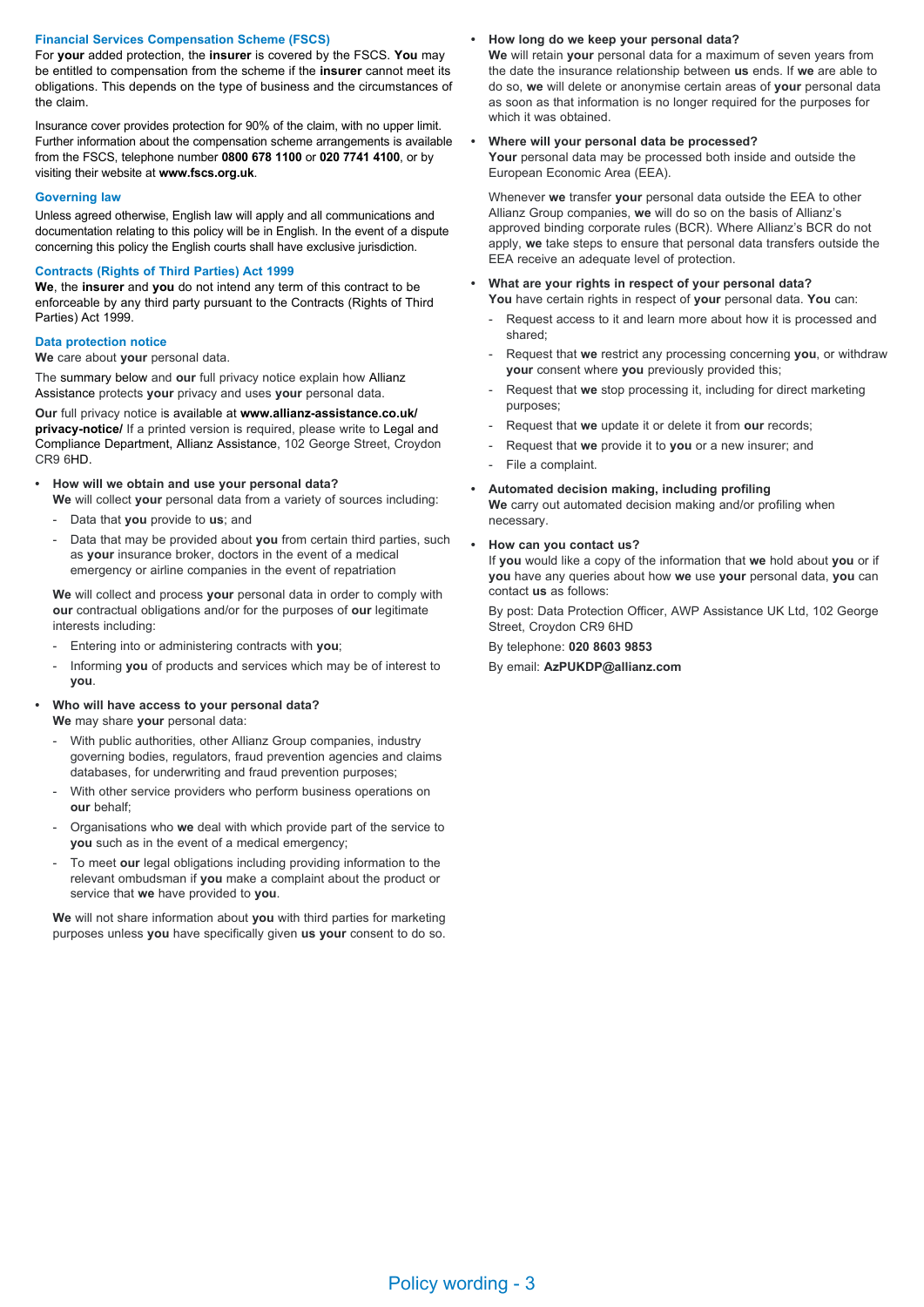### Financial Services Compensation Scheme (FSCS)

For **your** added protection, the **insurer** is covered by the FSCS. **You** may be entitled to compensation from the scheme if the **insurer** cannot meet its obligations. This depends on the type of business and the circumstances of the claim.

Insurance cover provides protection for 90% of the claim, with no upper limit. Further information about the compensation scheme arrangements is available from the FSCS, telephone number **0800 678 1100** or **020 7741 4100**, or by visiting their website at **www.fscs.org.uk**.

### Governing law

Unless agreed otherwise, English law will apply and all communications and documentation relating to this policy will be in English. In the event of a dispute concerning this policy the English courts shall have exclusive jurisdiction.

### Contracts (Rights of Third Parties) Act 1999

**We**, the **insurer** and **you** do not intend any term of this contract to be enforceable by any third party pursuant to the Contracts (Rights of Third Parties) Act 1999.

### Data protection notice

**We** care about **your** personal data.

The summary below and **our** full privacy notice explain how Allianz Assistance protects **your** privacy and uses **your** personal data.

**Our** full privacy notice is available at **www.allianz-assistance.co.uk/privacy-notice/** If a printed version is required, please write to Legal and Compliance Department, Allianz Assistance, 102 George Street, Croydon CR9 6HD.

- **How will we obtain and use your personal data?**
  **We** will collect **your** personal data from a variety of sources including:
  - Data that **you** provide to **us**; and
  - Data that may be provided about **you** from certain third parties, such as **your** insurance broker, doctors in the event of a medical emergency or airline companies in the event of repatriation

  **We** will collect and process **your** personal data in order to comply with **our** contractual obligations and/or for the purposes of **our** legitimate interests including:
  - Entering into or administering contracts with **you**;
  - Informing **you** of products and services which may be of interest to **you**.
- **Who will have access to your personal data?**
  **We** may share **your** personal data:
  - With public authorities, other Allianz Group companies, industry governing bodies, regulators, fraud prevention agencies and claims databases, for underwriting and fraud prevention purposes;
  - With other service providers who perform business operations on **our** behalf;
  - Organisations who **we** deal with which provide part of the service to **you** such as in the event of a medical emergency;
  - To meet **our** legal obligations including providing information to the relevant ombudsman if **you** make a complaint about the product or service that **we** have provided to **you**.

  **We** will not share information about **you** with third parties for marketing purposes unless **you** have specifically given **us your** consent to do so.
- **How long do we keep your personal data?**
  **We** will retain **your** personal data for a maximum of seven years from the date the insurance relationship between **us** ends. If **we** are able to do so, **we** will delete or anonymise certain areas of **your** personal data as soon as that information is no longer required for the purposes for which it was obtained.
- **Where will your personal data be processed?**
  **Your** personal data may be processed both inside and outside the European Economic Area (EEA).

  Whenever **we** transfer **your** personal data outside the EEA to other Allianz Group companies, **we** will do so on the basis of Allianz's approved binding corporate rules (BCR). Where Allianz's BCR do not apply, **we** take steps to ensure that personal data transfers outside the EEA receive an adequate level of protection.
- **What are your rights in respect of your personal data?**
  **You** have certain rights in respect of **your** personal data. **You** can:
  - Request access to it and learn more about how it is processed and shared;
  - Request that **we** restrict any processing concerning **you**, or withdraw **your** consent where **you** previously provided this;
  - Request that **we** stop processing it, including for direct marketing purposes;
  - Request that **we** update it or delete it from **our** records;
  - Request that **we** provide it to **you** or a new insurer; and
  - File a complaint.
- **Automated decision making, including profiling**
  **We** carry out automated decision making and/or profiling when necessary.
- **How can you contact us?**
  If **you** would like a copy of the information that **we** hold about **you** or if **you** have any queries about how **we** use **your** personal data, **you** can contact **us** as follows:

  By post: Data Protection Officer, AWP Assistance UK Ltd, 102 George Street, Croydon CR9 6HD

  By telephone: **020 8603 9853**

  By email: **AzPUKDP@allianz.com**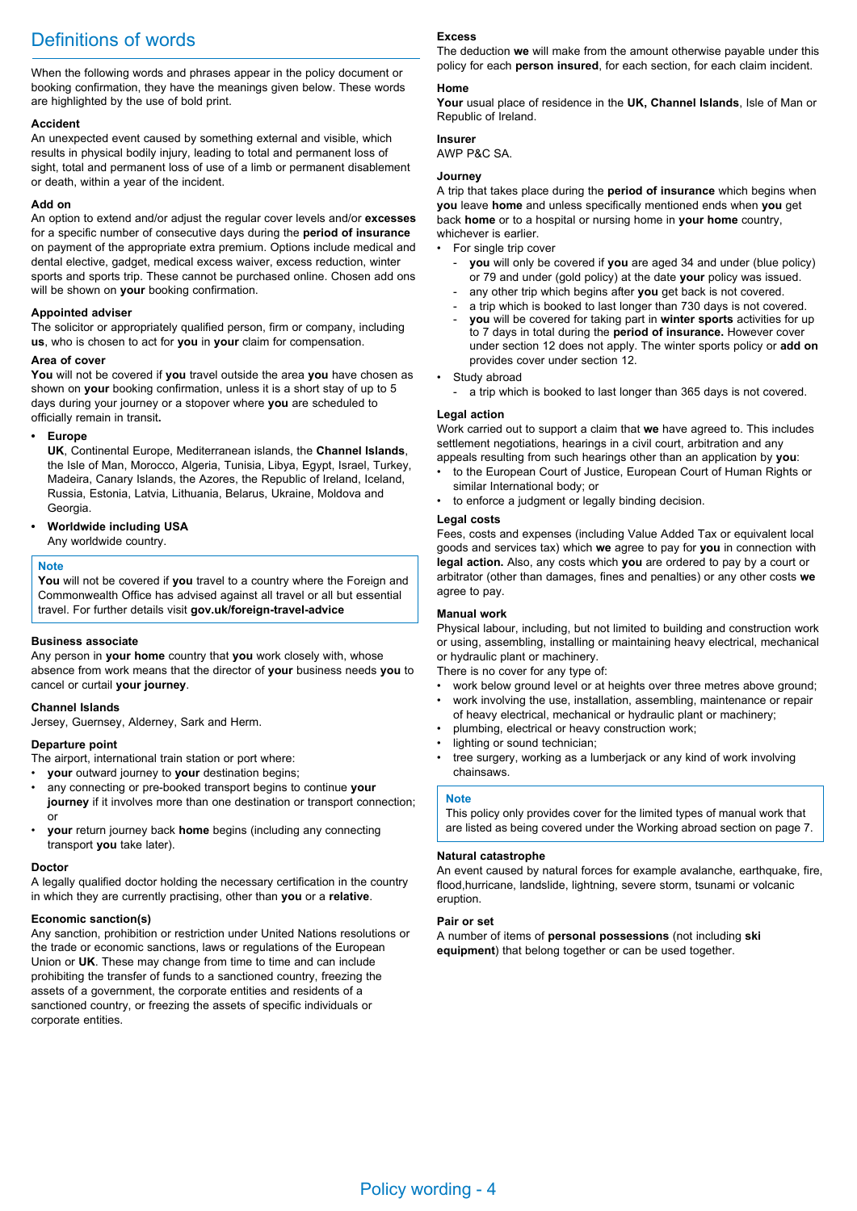# Definitions of words

When the following words and phrases appear in the policy document or booking confirmation, they have the meanings given below. These words are highlighted by the use of bold print.

### Accident

An unexpected event caused by something external and visible, which results in physical bodily injury, leading to total and permanent loss of sight, total and permanent loss of use of a limb or permanent disablement or death, within a year of the incident.

### Add on

An option to extend and/or adjust the regular cover levels and/or **excesses** for a specific number of consecutive days during the **period of insurance** on payment of the appropriate extra premium. Options include medical and dental elective, gadget, medical excess waiver, excess reduction, winter sports and sports trip. These cannot be purchased online. Chosen add ons will be shown on **your** booking confirmation.

### Appointed adviser

The solicitor or appropriately qualified person, firm or company, including **us**, who is chosen to act for **you** in **your** claim for compensation.

### Area of cover

**You** will not be covered if **you** travel outside the area **you** have chosen as shown on **your** booking confirmation, unless it is a short stay of up to 5 days during your journey or a stopover where **you** are scheduled to officially remain in transit**.**

- **Europe**
  **UK**, Continental Europe, Mediterranean islands, the **Channel Islands**, the Isle of Man, Morocco, Algeria, Tunisia, Libya, Egypt, Israel, Turkey, Madeira, Canary Islands, the Azores, the Republic of Ireland, Iceland, Russia, Estonia, Latvia, Lithuania, Belarus, Ukraine, Moldova and Georgia.
- **Worldwide including USA**
  Any worldwide country.

> **Note**
> **You** will not be covered if **you** travel to a country where the Foreign and Commonwealth Office has advised against all travel or all but essential travel. For further details visit **gov.uk/foreign-travel-advice**

### Business associate

Any person in **your home** country that **you** work closely with, whose absence from work means that the director of **your** business needs **you** to cancel or curtail **your journey**.

### Channel Islands

Jersey, Guernsey, Alderney, Sark and Herm.

### Departure point

The airport, international train station or port where:

- **your** outward journey to **your** destination begins;
- any connecting or pre-booked transport begins to continue **your journey** if it involves more than one destination or transport connection; or
- **your** return journey back **home** begins (including any connecting transport **you** take later).

### Doctor

A legally qualified doctor holding the necessary certification in the country in which they are currently practising, other than **you** or a **relative**.

### Economic sanction(s)

Any sanction, prohibition or restriction under United Nations resolutions or the trade or economic sanctions, laws or regulations of the European Union or **UK**. These may change from time to time and can include prohibiting the transfer of funds to a sanctioned country, freezing the assets of a government, the corporate entities and residents of a sanctioned country, or freezing the assets of specific individuals or corporate entities.

### Excess

The deduction **we** will make from the amount otherwise payable under this policy for each **person insured**, for each section, for each claim incident.

### Home

**Your** usual place of residence in the **UK, Channel Islands**, Isle of Man or Republic of Ireland.

### Insurer

AWP P&C SA.

### Journey

A trip that takes place during the **period of insurance** which begins when **you** leave **home** and unless specifically mentioned ends when **you** get back **home** or to a hospital or nursing home in **your home** country, whichever is earlier.

- For single trip cover
  - **you** will only be covered if **you** are aged 34 and under (blue policy) or 79 and under (gold policy) at the date **your** policy was issued.
  - any other trip which begins after **you** get back is not covered.
  - a trip which is booked to last longer than 730 days is not covered.
  - **you** will be covered for taking part in **winter sports** activities for up to 7 days in total during the **period of insurance.** However cover under section 12 does not apply. The winter sports policy or **add on** provides cover under section 12.
- Study abroad
  - a trip which is booked to last longer than 365 days is not covered.

### Legal action

Work carried out to support a claim that **we** have agreed to. This includes settlement negotiations, hearings in a civil court, arbitration and any appeals resulting from such hearings other than an application by **you**:

- to the European Court of Justice, European Court of Human Rights or similar International body; or
- to enforce a judgment or legally binding decision.

### Legal costs

Fees, costs and expenses (including Value Added Tax or equivalent local goods and services tax) which **we** agree to pay for **you** in connection with **legal action.** Also, any costs which **you** are ordered to pay by a court or arbitrator (other than damages, fines and penalties) or any other costs **we** agree to pay.

### Manual work

Physical labour, including, but not limited to building and construction work or using, assembling, installing or maintaining heavy electrical, mechanical or hydraulic plant or machinery.

There is no cover for any type of:

- work below ground level or at heights over three metres above ground;
- work involving the use, installation, assembling, maintenance or repair of heavy electrical, mechanical or hydraulic plant or machinery;
- plumbing, electrical or heavy construction work;
- lighting or sound technician;
- tree surgery, working as a lumberjack or any kind of work involving chainsaws.

> **Note**
> This policy only provides cover for the limited types of manual work that are listed as being covered under the Working abroad section on page 7.

### Natural catastrophe

An event caused by natural forces for example avalanche, earthquake, fire, flood,hurricane, landslide, lightning, severe storm, tsunami or volcanic eruption.

### Pair or set

A number of items of **personal possessions** (not including **ski equipment**) that belong together or can be used together.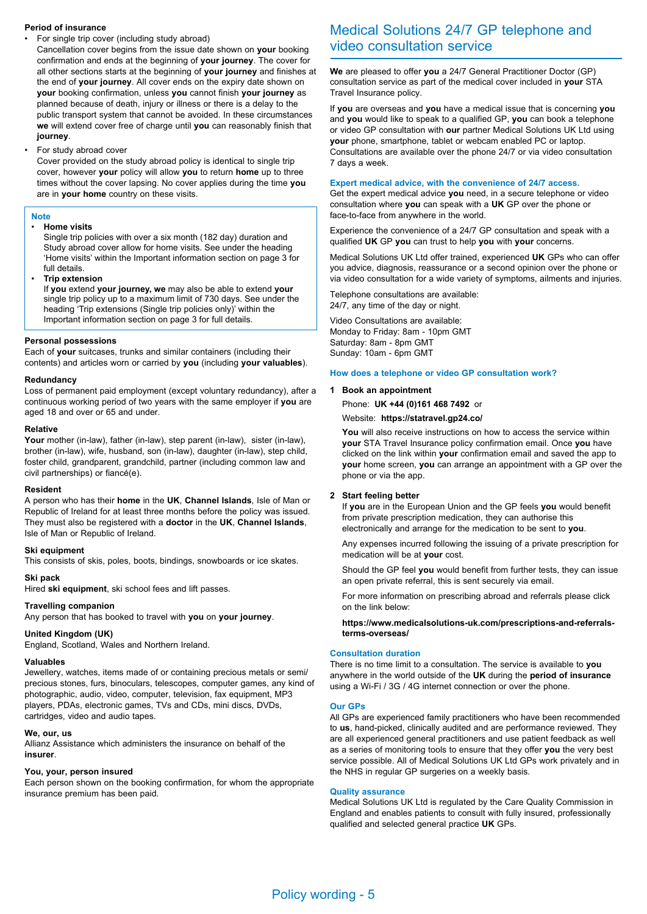**Period of insurance**

- For single trip cover (including study abroad)
  Cancellation cover begins from the issue date shown on **your** booking confirmation and ends at the beginning of **your journey**. The cover for all other sections starts at the beginning of **your journey** and finishes at the end of **your journey**. All cover ends on the expiry date shown on **your** booking confirmation, unless **you** cannot finish **your journey** as planned because of death, injury or illness or there is a delay to the public transport system that cannot be avoided. In these circumstances **we** will extend cover free of charge until **you** can reasonably finish that **journey**.
- For study abroad cover
  Cover provided on the study abroad policy is identical to single trip cover, however **your** policy will allow **you** to return **home** up to three times without the cover lapsing. No cover applies during the time **you** are in **your home** country on these visits.

> **Note**
>
> - **Home visits**
>   Single trip policies with over a six month (182 day) duration and Study abroad cover allow for home visits. See under the heading 'Home visits' within the Important information section on page 3 for full details.
> - **Trip extension**
>   If **you** extend **your journey, we** may also be able to extend **your** single trip policy up to a maximum limit of 730 days. See under the heading 'Trip extensions (Single trip policies only)' within the Important information section on page 3 for full details.

**Personal possessions**

Each of **your** suitcases, trunks and similar containers (including their contents) and articles worn or carried by **you** (including **your valuables**).

**Redundancy**

Loss of permanent paid employment (except voluntary redundancy), after a continuous working period of two years with the same employer if **you** are aged 18 and over or 65 and under.

**Relative**

**Your** mother (in-law), father (in-law), step parent (in-law), sister (in-law), brother (in-law), wife, husband, son (in-law), daughter (in-law), step child, foster child, grandparent, grandchild, partner (including common law and civil partnerships) or fiancé(e).

**Resident**

A person who has their **home** in the **UK**, **Channel Islands**, Isle of Man or Republic of Ireland for at least three months before the policy was issued. They must also be registered with a **doctor** in the **UK**, **Channel Islands**, Isle of Man or Republic of Ireland.

**Ski equipment**

This consists of skis, poles, boots, bindings, snowboards or ice skates.

**Ski pack**

Hired **ski equipment**, ski school fees and lift passes.

**Travelling companion**

Any person that has booked to travel with **you** on **your journey**.

**United Kingdom (UK)**

England, Scotland, Wales and Northern Ireland.

**Valuables**

Jewellery, watches, items made of or containing precious metals or semi/precious stones, furs, binoculars, telescopes, computer games, any kind of photographic, audio, video, computer, television, fax equipment, MP3 players, PDAs, electronic games, TVs and CDs, mini discs, DVDs, cartridges, video and audio tapes.

**We, our, us**

Allianz Assistance which administers the insurance on behalf of the **insurer**.

**You, your, person insured**

Each person shown on the booking confirmation, for whom the appropriate insurance premium has been paid.

# Medical Solutions 24/7 GP telephone and video consultation service

**We** are pleased to offer **you** a 24/7 General Practitioner Doctor (GP) consultation service as part of the medical cover included in **your** STA Travel Insurance policy.

If **you** are overseas and **you** have a medical issue that is concerning **you** and **you** would like to speak to a qualified GP, **you** can book a telephone or video GP consultation with **our** partner Medical Solutions UK Ltd using **your** phone, smartphone, tablet or webcam enabled PC or laptop. Consultations are available over the phone 24/7 or via video consultation 7 days a week.

### Expert medical advice, with the convenience of 24/7 access.

Get the expert medical advice **you** need, in a secure telephone or video consultation where **you** can speak with a **UK** GP over the phone or face-to-face from anywhere in the world.

Experience the convenience of a 24/7 GP consultation and speak with a qualified **UK** GP **you** can trust to help **you** with **your** concerns.

Medical Solutions UK Ltd offer trained, experienced **UK** GPs who can offer you advice, diagnosis, reassurance or a second opinion over the phone or via video consultation for a wide variety of symptoms, ailments and injuries.

Telephone consultations are available:
24/7, any time of the day or night.

Video Consultations are available:
Monday to Friday: 8am - 10pm GMT
Saturday: 8am - 8pm GMT
Sunday: 10am - 6pm GMT

### How does a telephone or video GP consultation work?

**1 Book an appointment**

Phone: **UK +44 (0)161 468 7492** or

Website: **https://statravel.gp24.co/**

**You** will also receive instructions on how to access the service within **your** STA Travel Insurance policy confirmation email. Once **you** have clicked on the link within **your** confirmation email and saved the app to **your** home screen, **you** can arrange an appointment with a GP over the phone or via the app.

**2 Start feeling better**

If **you** are in the European Union and the GP feels **you** would benefit from private prescription medication, they can authorise this electronically and arrange for the medication to be sent to **you**.

Any expenses incurred following the issuing of a private prescription for medication will be at **your** cost.

Should the GP feel **you** would benefit from further tests, they can issue an open private referral, this is sent securely via email.

For more information on prescribing abroad and referrals please click on the link below:

**https://www.medicalsolutions-uk.com/prescriptions-and-referrals-terms-overseas/**

### Consultation duration

There is no time limit to a consultation. The service is available to **you** anywhere in the world outside of the **UK** during the **period of insurance** using a Wi-Fi / 3G / 4G internet connection or over the phone.

### Our GPs

All GPs are experienced family practitioners who have been recommended to **us**, hand-picked, clinically audited and are performance reviewed. They are all experienced general practitioners and use patient feedback as well as a series of monitoring tools to ensure that they offer **you** the very best service possible. All of Medical Solutions UK Ltd GPs work privately and in the NHS in regular GP surgeries on a weekly basis.

### Quality assurance

Medical Solutions UK Ltd is regulated by the Care Quality Commission in England and enables patients to consult with fully insured, professionally qualified and selected general practice **UK** GPs.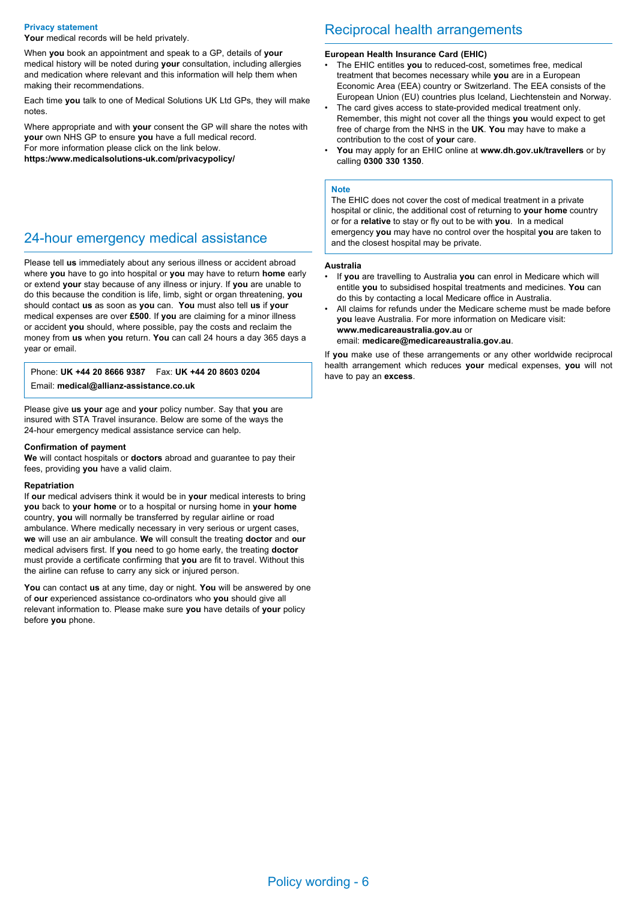**Privacy statement**

**Your** medical records will be held privately.

When **you** book an appointment and speak to a GP, details of **your** medical history will be noted during **your** consultation, including allergies and medication where relevant and this information will help them when making their recommendations.

Each time **you** talk to one of Medical Solutions UK Ltd GPs, they will make notes.

Where appropriate and with **your** consent the GP will share the notes with **your** own NHS GP to ensure **you** have a full medical record.
For more information please click on the link below.
**https:/www.medicalsolutions-uk.com/privacypolicy/**

## 24-hour emergency medical assistance

Please tell **us** immediately about any serious illness or accident abroad where **you** have to go into hospital or **you** may have to return **home** early or extend **your** stay because of any illness or injury. If **you** are unable to do this because the condition is life, limb, sight or organ threatening, **you** should contact **us** as soon as **you** can. **You** must also tell **us** if **your** medical expenses are over **£500**. If **you** are claiming for a minor illness or accident **you** should, where possible, pay the costs and reclaim the money from **us** when **you** return. **You** can call 24 hours a day 365 days a year or email.

Phone: **UK +44 20 8666 9387** Fax: **UK +44 20 8603 0204**
Email: **medical@allianz-assistance.co.uk**

Please give **us your** age and **your** policy number. Say that **you** are insured with STA Travel insurance. Below are some of the ways the 24-hour emergency medical assistance service can help.

**Confirmation of payment**

**We** will contact hospitals or **doctors** abroad and guarantee to pay their fees, providing **you** have a valid claim.

**Repatriation**

If **our** medical advisers think it would be in **your** medical interests to bring **you** back to **your home** or to a hospital or nursing home in **your home** country, **you** will normally be transferred by regular airline or road ambulance. Where medically necessary in very serious or urgent cases, **we** will use an air ambulance. **We** will consult the treating **doctor** and **our** medical advisers first. If **you** need to go home early, the treating **doctor** must provide a certificate confirming that **you** are fit to travel. Without this the airline can refuse to carry any sick or injured person.

**You** can contact **us** at any time, day or night. **You** will be answered by one of **our** experienced assistance co-ordinators who **you** should give all relevant information to. Please make sure **you** have details of **your** policy before **you** phone.

## Reciprocal health arrangements

**European Health Insurance Card (EHIC)**

- The EHIC entitles **you** to reduced-cost, sometimes free, medical treatment that becomes necessary while **you** are in a European Economic Area (EEA) country or Switzerland. The EEA consists of the European Union (EU) countries plus Iceland, Liechtenstein and Norway.
- The card gives access to state-provided medical treatment only. Remember, this might not cover all the things **you** would expect to get free of charge from the NHS in the **UK**. **You** may have to make a contribution to the cost of **your** care.
- **You** may apply for an EHIC online at **www.dh.gov.uk/travellers** or by calling **0300 330 1350**.

**Note**

The EHIC does not cover the cost of medical treatment in a private hospital or clinic, the additional cost of returning to **your home** country or for a **relative** to stay or fly out to be with **you**. In a medical emergency **you** may have no control over the hospital **you** are taken to and the closest hospital may be private.

**Australia**

- If **you** are travelling to Australia **you** can enrol in Medicare which will entitle **you** to subsidised hospital treatments and medicines. **You** can do this by contacting a local Medicare office in Australia.
- All claims for refunds under the Medicare scheme must be made before **you** leave Australia. For more information on Medicare visit: **www.medicareaustralia.gov.au** or email: **medicare@medicareaustralia.gov.au**.

If **you** make use of these arrangements or any other worldwide reciprocal health arrangement which reduces **your** medical expenses, **you** will not have to pay an **excess**.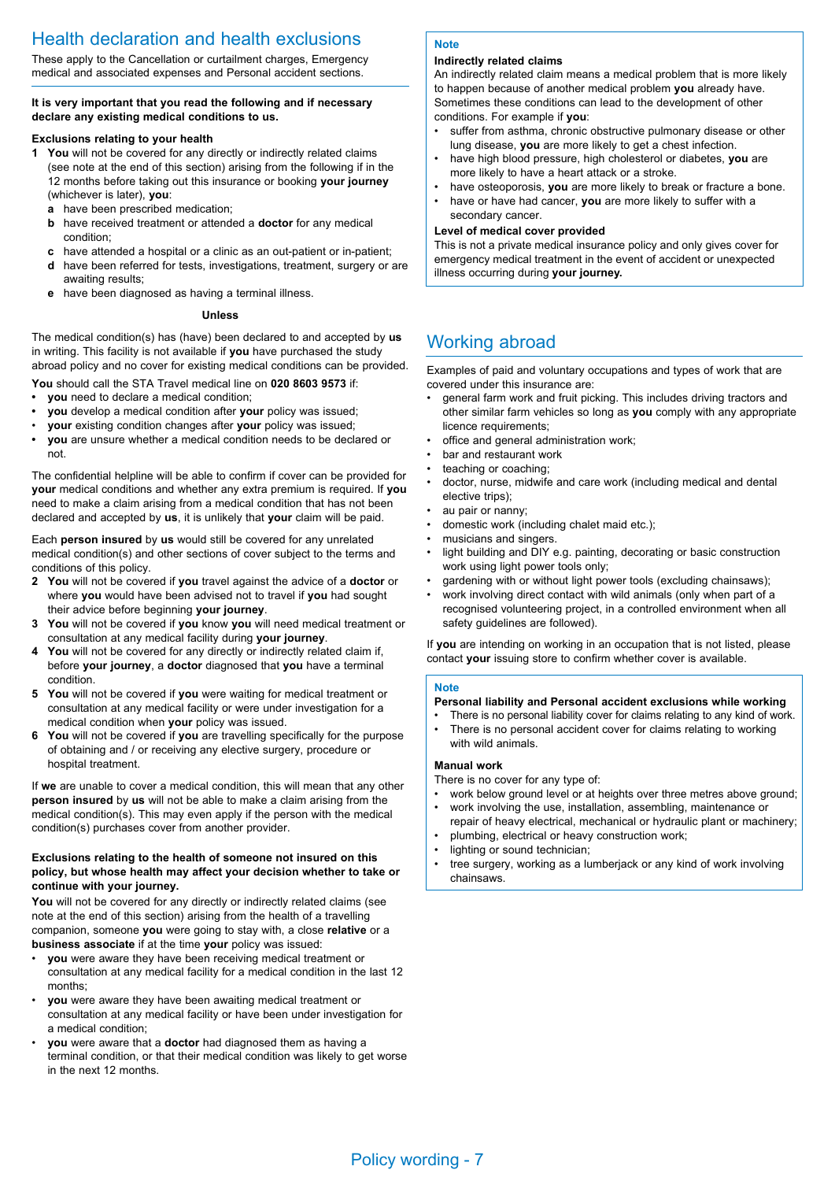## Health declaration and health exclusions

These apply to the Cancellation or curtailment charges, Emergency medical and associated expenses and Personal accident sections.

**It is very important that you read the following and if necessary declare any existing medical conditions to us.**

**Exclusions relating to your health**

**1** **You** will not be covered for any directly or indirectly related claims (see note at the end of this section) arising from the following if in the 12 months before taking out this insurance or booking **your journey** (whichever is later), **you**:

- **a** have been prescribed medication;
- **b** have received treatment or attended a **doctor** for any medical condition;
- **c** have attended a hospital or a clinic as an out-patient or in-patient;
- **d** have been referred for tests, investigations, treatment, surgery or are awaiting results;
- **e** have been diagnosed as having a terminal illness.

**Unless**

The medical condition(s) has (have) been declared to and accepted by **us** in writing. This facility is not available if **you** have purchased the study abroad policy and no cover for existing medical conditions can be provided.

**You** should call the STA Travel medical line on **020 8603 9573** if:

- **you** need to declare a medical condition;
- **you** develop a medical condition after **your** policy was issued;
- **your** existing condition changes after **your** policy was issued;
- **you** are unsure whether a medical condition needs to be declared or not.

The confidential helpline will be able to confirm if cover can be provided for **your** medical conditions and whether any extra premium is required. If **you** need to make a claim arising from a medical condition that has not been declared and accepted by **us**, it is unlikely that **your** claim will be paid.

Each **person insured** by **us** would still be covered for any unrelated medical condition(s) and other sections of cover subject to the terms and conditions of this policy.

**2** **You** will not be covered if **you** travel against the advice of a **doctor** or where **you** would have been advised not to travel if **you** had sought their advice before beginning **your journey**.

**3** **You** will not be covered if **you** know **you** will need medical treatment or consultation at any medical facility during **your journey**.

**4** **You** will not be covered for any directly or indirectly related claim if, before **your journey**, a **doctor** diagnosed that **you** have a terminal condition.

**5** **You** will not be covered if **you** were waiting for medical treatment or consultation at any medical facility or were under investigation for a medical condition when **your** policy was issued.

**6** **You** will not be covered if **you** are travelling specifically for the purpose of obtaining and / or receiving any elective surgery, procedure or hospital treatment.

If **we** are unable to cover a medical condition, this will mean that any other **person insured** by **us** will not be able to make a claim arising from the medical condition(s). This may even apply if the person with the medical condition(s) purchases cover from another provider.

**Exclusions relating to the health of someone not insured on this policy, but whose health may affect your decision whether to take or continue with your journey.**

**You** will not be covered for any directly or indirectly related claims (see note at the end of this section) arising from the health of a travelling companion, someone **you** were going to stay with, a close **relative** or a **business associate** if at the time **your** policy was issued:

- **you** were aware they have been receiving medical treatment or consultation at any medical facility for a medical condition in the last 12 months;
- **you** were aware they have been awaiting medical treatment or consultation at any medical facility or have been under investigation for a medical condition;
- **you** were aware that a **doctor** had diagnosed them as having a terminal condition, or that their medical condition was likely to get worse in the next 12 months.

**Note**

**Indirectly related claims**

An indirectly related claim means a medical problem that is more likely to happen because of another medical problem **you** already have. Sometimes these conditions can lead to the development of other conditions. For example if **you**:

- suffer from asthma, chronic obstructive pulmonary disease or other lung disease, **you** are more likely to get a chest infection.
- have high blood pressure, high cholesterol or diabetes, **you** are more likely to have a heart attack or a stroke.
- have osteoporosis, **you** are more likely to break or fracture a bone.
- have or have had cancer, **you** are more likely to suffer with a secondary cancer.

**Level of medical cover provided**

This is not a private medical insurance policy and only gives cover for emergency medical treatment in the event of accident or unexpected illness occurring during **your journey.**

## Working abroad

Examples of paid and voluntary occupations and types of work that are covered under this insurance are:

- general farm work and fruit picking. This includes driving tractors and other similar farm vehicles so long as **you** comply with any appropriate licence requirements;
- office and general administration work;
- bar and restaurant work
- teaching or coaching;
- doctor, nurse, midwife and care work (including medical and dental elective trips);
- au pair or nanny;
- domestic work (including chalet maid etc.);
- musicians and singers.
- light building and DIY e.g. painting, decorating or basic construction work using light power tools only;
- gardening with or without light power tools (excluding chainsaws);
- work involving direct contact with wild animals (only when part of a recognised volunteering project, in a controlled environment when all safety guidelines are followed).

If **you** are intending on working in an occupation that is not listed, please contact **your** issuing store to confirm whether cover is available.

**Note**

**Personal liability and Personal accident exclusions while working**

- There is no personal liability cover for claims relating to any kind of work.
- There is no personal accident cover for claims relating to working with wild animals.

**Manual work**

There is no cover for any type of:

- work below ground level or at heights over three metres above ground;
- work involving the use, installation, assembling, maintenance or repair of heavy electrical, mechanical or hydraulic plant or machinery;
- plumbing, electrical or heavy construction work;
- lighting or sound technician;
- tree surgery, working as a lumberjack or any kind of work involving chainsaws.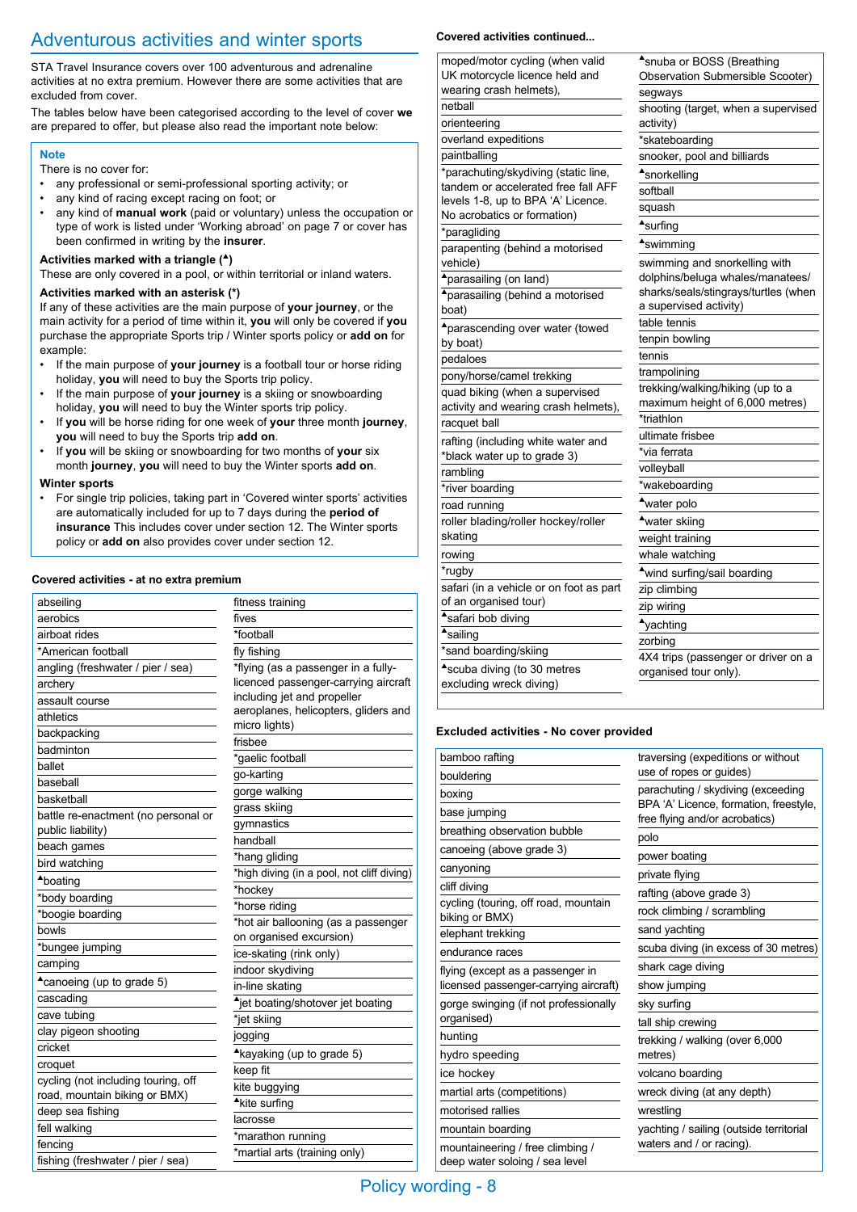# Adventurous activities and winter sports

STA Travel Insurance covers over 100 adventurous and adrenaline activities at no extra premium. However there are some activities that are excluded from cover.

The tables below have been categorised according to the level of cover **we** are prepared to offer, but please also read the important note below:

> **Note**
>
> There is no cover for:
>
> - any professional or semi-professional sporting activity; or
> - any kind of racing except racing on foot; or
> - any kind of **manual work** (paid or voluntary) unless the occupation or type of work is listed under 'Working abroad' on page 7 or cover has been confirmed in writing by the **insurer**.
>
> **Activities marked with a triangle (▲)**
>
> These are only covered in a pool, or within territorial or inland waters.
>
> **Activities marked with an asterisk (*)**
>
> If any of these activities are the main purpose of **your journey**, or the main activity for a period of time within it, **you** will only be covered if **you** purchase the appropriate Sports trip / Winter sports policy or **add on** for example:
>
> - If the main purpose of **your journey** is a football tour or horse riding holiday, **you** will need to buy the Sports trip policy.
> - If the main purpose of **your journey** is a skiing or snowboarding holiday, **you** will need to buy the Winter sports trip policy.
> - If **you** will be horse riding for one week of **your** three month **journey**, **you** will need to buy the Sports trip **add on**.
> - If **you** will be skiing or snowboarding for two months of **your** six month **journey**, **you** will need to buy the Winter sports **add on**.
>
> **Winter sports**
>
> - For single trip policies, taking part in 'Covered winter sports' activities are automatically included for up to 7 days during the **period of insurance** This includes cover under section 12. The Winter sports policy or **add on** also provides cover under section 12.

**Covered activities - at no extra premium**

| | |
|---|---|
| abseiling | fitness training |
| aerobics | fives |
| airboat rides | *football |
| *American football | fly fishing |
| angling (freshwater / pier / sea) | *flying (as a passenger in a fully-licenced passenger-carrying aircraft including jet and propeller aeroplanes, helicopters, gliders and micro lights) |
| archery | frisbee |
| assault course | *gaelic football |
| athletics | go-karting |
| backpacking | gorge walking |
| badminton | grass skiing |
| ballet | gymnastics |
| baseball | handball |
| basketball | *hang gliding |
| battle re-enactment (no personal or public liability) | *high diving (in a pool, not cliff diving) |
| beach games | *hockey |
| bird watching | *horse riding |
| ▲boating | *hot air ballooning (as a passenger on organised excursion) |
| *body boarding | ice-skating (rink only) |
| *boogie boarding | indoor skydiving |
| bowls | in-line skating |
| *bungee jumping | ▲jet boating/shotover jet boating |
| camping | *jet skiing |
| ▲canoeing (up to grade 5) | jogging |
| cascading | ▲kayaking (up to grade 5) |
| cave tubing | keep fit |
| clay pigeon shooting | kite buggying |
| cricket | ▲kite surfing |
| croquet | lacrosse |
| cycling (not including touring, off road, mountain biking or BMX) | *marathon running |
| deep sea fishing | *martial arts (training only) |
| fell walking | |
| fencing | |
| fishing (freshwater / pier / sea) | |

**Covered activities continued...**

| | |
|---|---|
| moped/motor cycling (when valid UK motorcycle licence held and wearing crash helmets), | ▲snuba or BOSS (Breathing Observation Submersible Scooter) |
| netball | segways |
| orienteering | shooting (target, when a supervised activity) |
| overland expeditions | *skateboarding |
| paintballing | snooker, pool and billiards |
| *parachuting/skydiving (static line, tandem or accelerated free fall AFF levels 1-8, up to BPA 'A' Licence. No acrobatics or formation) | ▲snorkelling |
| *paragliding | softball |
| parapenting (behind a motorised vehicle) | squash |
| ▲parasailing (on land) | ▲surfing |
| ▲parasailing (behind a motorised boat) | ▲swimming |
| ▲parascending over water (towed by boat) | swimming and snorkelling with dolphins/beluga whales/manatees/ sharks/seals/stingrays/turtles (when a supervised activity) |
| pedaloes | table tennis |
| pony/horse/camel trekking | tenpin bowling |
| quad biking (when a supervised activity and wearing crash helmets), | tennis |
| racquet ball | trampolining |
| rafting (including white water and *black water up to grade 3) | trekking/walking/hiking (up to a maximum height of 6,000 metres) |
| rambling | *triathlon |
| *river boarding | ultimate frisbee |
| road running | *via ferrata |
| roller blading/roller hockey/roller skating | volleyball |
| rowing | *wakeboarding |
| *rugby | ▲water polo |
| safari (in a vehicle or on foot as part of an organised tour) | ▲water skiing |
| ▲safari bob diving | weight training |
| ▲sailing | whale watching |
| *sand boarding/skiing | ▲wind surfing/sail boarding |
| ▲scuba diving (to 30 metres excluding wreck diving) | zip climbing |
| | zip wiring |
| | ▲yachting |
| | zorbing |
| | 4X4 trips (passenger or driver on a organised tour only). |

**Excluded activities - No cover provided**

| | |
|---|---|
| bamboo rafting | traversing (expeditions or without use of ropes or guides) |
| bouldering | parachuting / skydiving (exceeding BPA 'A' Licence, formation, freestyle, free flying and/or acrobatics) |
| boxing | polo |
| base jumping | power boating |
| breathing observation bubble | private flying |
| canoeing (above grade 3) | rafting (above grade 3) |
| canyoning | rock climbing / scrambling |
| cliff diving | sand yachting |
| cycling (touring, off road, mountain biking or BMX) | scuba diving (in excess of 30 metres) |
| elephant trekking | shark cage diving |
| endurance races | show jumping |
| flying (except as a passenger in licensed passenger-carrying aircraft) | sky surfing |
| gorge swinging (if not professionally organised) | tall ship crewing |
| hunting | trekking / walking (over 6,000 metres) |
| hydro speeding | volcano boarding |
| ice hockey | wreck diving (at any depth) |
| martial arts (competitions) | wrestling |
| motorised rallies | yachting / sailing (outside territorial waters and / or racing). |
| mountain boarding | |
| mountaineering / free climbing / deep water soloing / sea level | |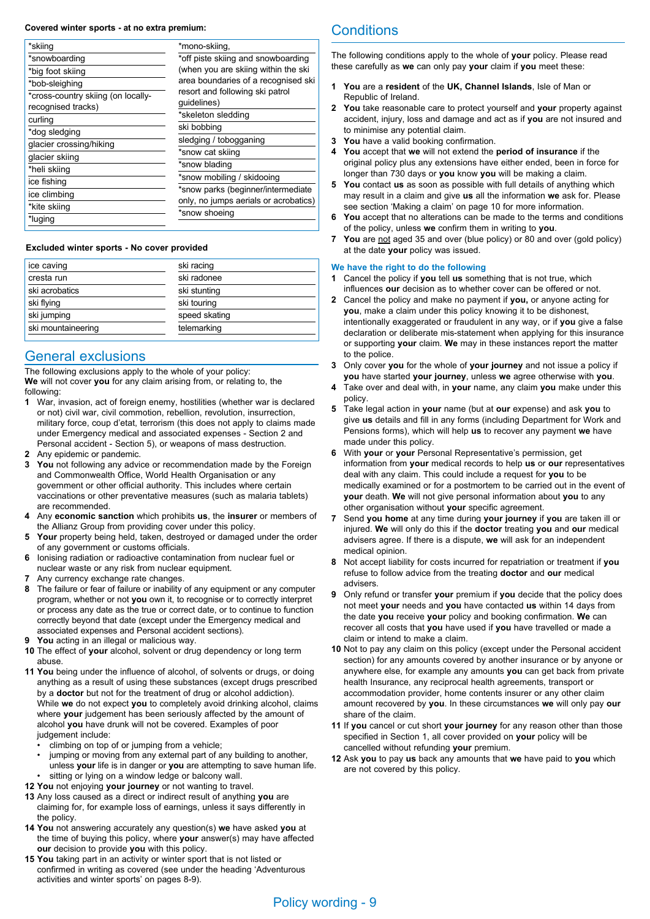**Covered winter sports - at no extra premium:**

| | |
|---|---|
| *skiing | *mono-skiing, |
| *snowboarding | *off piste skiing and snowboarding (when you are skiing within the ski area boundaries of a recognised ski resort and following ski patrol guidelines) |
| *big foot skiing | *skeleton sledding |
| *bob-sleighing | ski bobbing |
| *cross-country skiing (on locally-recognised tracks) | sledging / tobogganing |
| curling | *snow cat skiing |
| *dog sledging | *snow blading |
| glacier crossing/hiking | *snow mobiling / skidooing |
| glacier skiing | *snow parks (beginner/intermediate only, no jumps aerials or acrobatics) |
| *heli skiing | *snow shoeing |
| ice fishing | |
| ice climbing | |
| *kite skiing | |
| *luging | |

**Excluded winter sports - No cover provided**

| | |
|---|---|
| ice caving | ski racing |
| cresta run | ski radonee |
| ski acrobatics | ski stunting |
| ski flying | ski touring |
| ski jumping | speed skating |
| ski mountaineering | telemarking |

## General exclusions

The following exclusions apply to the whole of your policy:
**We** will not cover **you** for any claim arising from, or relating to, the following:

1. War, invasion, act of foreign enemy, hostilities (whether war is declared or not) civil war, civil commotion, rebellion, revolution, insurrection, military force, coup d'etat, terrorism (this does not apply to claims made under Emergency medical and associated expenses - Section 2 and Personal accident - Section 5), or weapons of mass destruction.
2. Any epidemic or pandemic.
3. **You** not following any advice or recommendation made by the Foreign and Commonwealth Office, World Health Organisation or any government or other official authority. This includes where certain vaccinations or other preventative measures (such as malaria tablets) are recommended.
4. Any **economic sanction** which prohibits **us**, the **insurer** or members of the Allianz Group from providing cover under this policy.
5. **Your** property being held, taken, destroyed or damaged under the order of any government or customs officials.
6. Ionising radiation or radioactive contamination from nuclear fuel or nuclear waste or any risk from nuclear equipment.
7. Any currency exchange rate changes.
8. The failure or fear of failure or inability of any equipment or any computer program, whether or not **you** own it, to recognise or to correctly interpret or process any date as the true or correct date, or to continue to function correctly beyond that date (except under the Emergency medical and associated expenses and Personal accident sections).
9. **You** acting in an illegal or malicious way.
10. The effect of **your** alcohol, solvent or drug dependency or long term abuse.
11. **You** being under the influence of alcohol, of solvents or drugs, or doing anything as a result of using these substances (except drugs prescribed by a **doctor** but not for the treatment of drug or alcohol addiction). While **we** do not expect **you** to completely avoid drinking alcohol, claims where **your** judgement has been seriously affected by the amount of alcohol **you** have drunk will not be covered. Examples of poor judgement include:
    - climbing on top of or jumping from a vehicle;
    - jumping or moving from any external part of any building to another, unless **your** life is in danger or **you** are attempting to save human life.
    - sitting or lying on a window ledge or balcony wall.
12. **You** not enjoying **your journey** or not wanting to travel.
13. Any loss caused as a direct or indirect result of anything **you** are claiming for, for example loss of earnings, unless it says differently in the policy.
14. **You** not answering accurately any question(s) **we** have asked **you** at the time of buying this policy, where **your** answer(s) may have affected **our** decision to provide **you** with this policy.
15. **You** taking part in an activity or winter sport that is not listed or confirmed in writing as covered (see under the heading 'Adventurous activities and winter sports' on pages 8-9).

## Conditions

The following conditions apply to the whole of **your** policy. Please read these carefully as **we** can only pay **your** claim if **you** meet these:

1. **You** are a **resident** of the **UK, Channel Islands**, Isle of Man or Republic of Ireland.
2. **You** take reasonable care to protect yourself and **your** property against accident, injury, loss and damage and act as if **you** are not insured and to minimise any potential claim.
3. **You** have a valid booking confirmation.
4. **You** accept that **we** will not extend the **period of insurance** if the original policy plus any extensions have either ended, been in force for longer than 730 days or **you** know **you** will be making a claim.
5. **You** contact **us** as soon as possible with full details of anything which may result in a claim and give **us** all the information **we** ask for. Please see section 'Making a claim' on page 10 for more information.
6. **You** accept that no alterations can be made to the terms and conditions of the policy, unless **we** confirm them in writing to **you**.
7. **You** are not aged 35 and over (blue policy) or 80 and over (gold policy) at the date **your** policy was issued.

### We have the right to do the following

1. Cancel the policy if **you** tell **us** something that is not true, which influences **our** decision as to whether cover can be offered or not.
2. Cancel the policy and make no payment if **you,** or anyone acting for **you**, make a claim under this policy knowing it to be dishonest, intentionally exaggerated or fraudulent in any way, or if **you** give a false declaration or deliberate mis-statement when applying for this insurance or supporting **your** claim. **We** may in these instances report the matter to the police.
3. Only cover **you** for the whole of **your journey** and not issue a policy if **you** have started **your journey**, unless **we** agree otherwise with **you**.
4. Take over and deal with, in **your** name, any claim **you** make under this policy.
5. Take legal action in **your** name (but at **our** expense) and ask **you** to give **us** details and fill in any forms (including Department for Work and Pensions forms), which will help **us** to recover any payment **we** have made under this policy.
6. With **your** or **your** Personal Representative's permission, get information from **your** medical records to help **us** or **our** representatives deal with any claim. This could include a request for **you** to be medically examined or for a postmortem to be carried out in the event of **your** death. **We** will not give personal information about **you** to any other organisation without **your** specific agreement.
7. Send **you home** at any time during **your journey** if **you** are taken ill or injured. **We** will only do this if the **doctor** treating **you** and **our** medical advisers agree. If there is a dispute, **we** will ask for an independent medical opinion.
8. Not accept liability for costs incurred for repatriation or treatment if **you** refuse to follow advice from the treating **doctor** and **our** medical advisers.
9. Only refund or transfer **your** premium if **you** decide that the policy does not meet **your** needs and **you** have contacted **us** within 14 days from the date **you** receive **your** policy and booking confirmation. **We** can recover all costs that **you** have used if **you** have travelled or made a claim or intend to make a claim.
10. Not to pay any claim on this policy (except under the Personal accident section) for any amounts covered by another insurance or by anyone or anywhere else, for example any amounts **you** can get back from private health Insurance, any reciprocal health agreements, transport or accommodation provider, home contents insurer or any other claim amount recovered by **you**. In these circumstances **we** will only pay **our** share of the claim.
11. If **you** cancel or cut short **your journey** for any reason other than those specified in Section 1, all cover provided on **your** policy will be cancelled without refunding **your** premium.
12. Ask **you** to pay **us** back any amounts that **we** have paid to **you** which are not covered by this policy.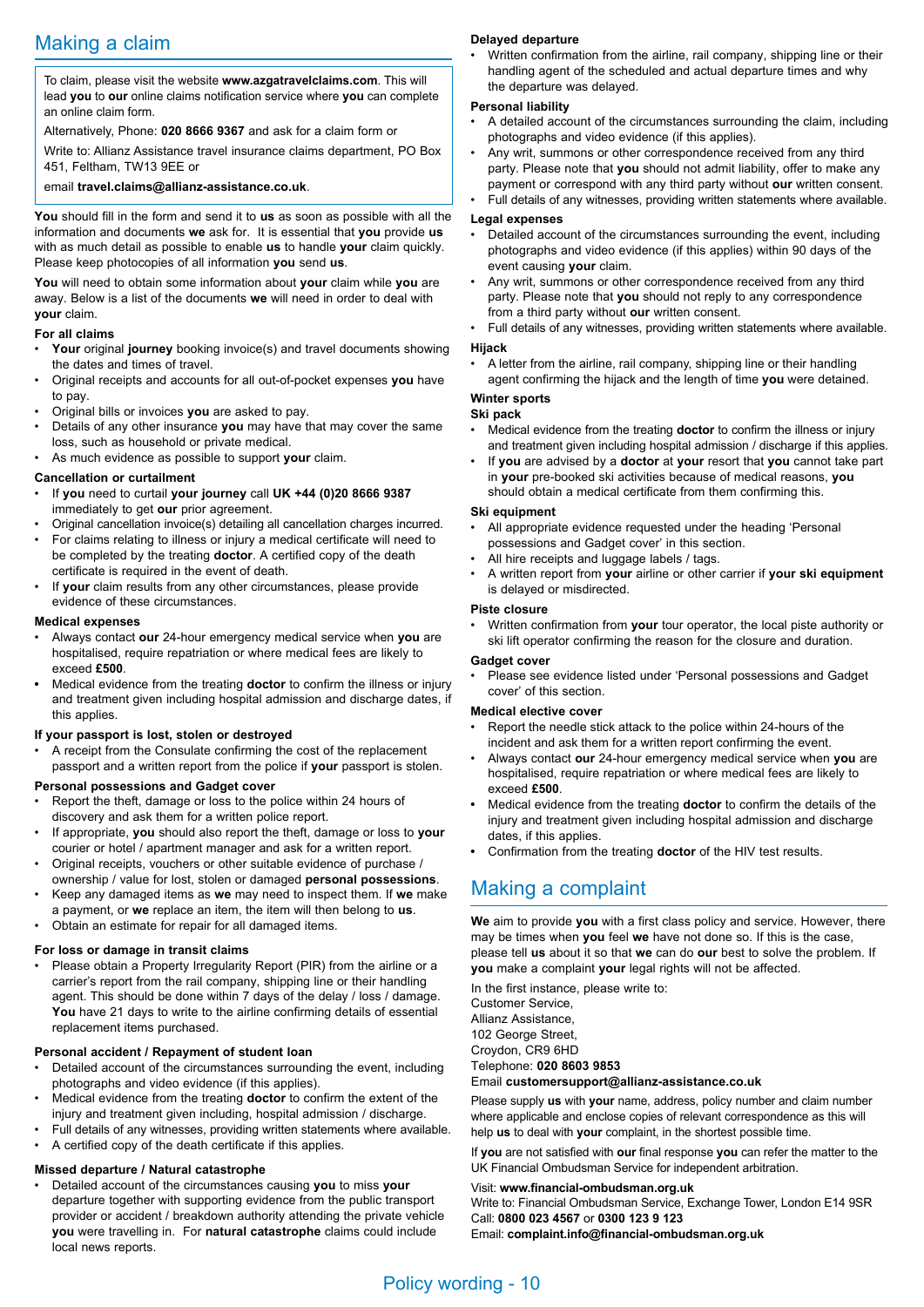## Making a claim

To claim, please visit the website **www.azgatravelclaims.com**. This will lead **you** to **our** online claims notification service where **you** can complete an online claim form.

Alternatively, Phone: **020 8666 9367** and ask for a claim form or

Write to: Allianz Assistance travel insurance claims department, PO Box 451, Feltham, TW13 9EE or

email **travel.claims@allianz-assistance.co.uk**.

**You** should fill in the form and send it to **us** as soon as possible with all the information and documents **we** ask for. It is essential that **you** provide **us** with as much detail as possible to enable **us** to handle **your** claim quickly. Please keep photocopies of all information **you** send **us**.

**You** will need to obtain some information about **your** claim while **you** are away. Below is a list of the documents **we** will need in order to deal with **your** claim.

**For all claims**

- **Your** original **journey** booking invoice(s) and travel documents showing the dates and times of travel.
- Original receipts and accounts for all out-of-pocket expenses **you** have to pay.
- Original bills or invoices **you** are asked to pay.
- Details of any other insurance **you** may have that may cover the same loss, such as household or private medical.
- As much evidence as possible to support **your** claim.

**Cancellation or curtailment**

- If **you** need to curtail **your journey** call **UK +44 (0)20 8666 9387** immediately to get **our** prior agreement.
- Original cancellation invoice(s) detailing all cancellation charges incurred.
- For claims relating to illness or injury a medical certificate will need to be completed by the treating **doctor**. A certified copy of the death certificate is required in the event of death.
- If **your** claim results from any other circumstances, please provide evidence of these circumstances.

**Medical expenses**

- Always contact **our** 24-hour emergency medical service when **you** are hospitalised, require repatriation or where medical fees are likely to exceed **£500**.
- Medical evidence from the treating **doctor** to confirm the illness or injury and treatment given including hospital admission and discharge dates, if this applies.

**If your passport is lost, stolen or destroyed**

- A receipt from the Consulate confirming the cost of the replacement passport and a written report from the police if **your** passport is stolen.

**Personal possessions and Gadget cover**

- Report the theft, damage or loss to the police within 24 hours of discovery and ask them for a written police report.
- If appropriate, **you** should also report the theft, damage or loss to **your** courier or hotel / apartment manager and ask for a written report.
- Original receipts, vouchers or other suitable evidence of purchase / ownership / value for lost, stolen or damaged **personal possessions**.
- Keep any damaged items as **we** may need to inspect them. If **we** make a payment, or **we** replace an item, the item will then belong to **us**.
- Obtain an estimate for repair for all damaged items.

**For loss or damage in transit claims**

- Please obtain a Property Irregularity Report (PIR) from the airline or a carrier's report from the rail company, shipping line or their handling agent. This should be done within 7 days of the delay / loss / damage. **You** have 21 days to write to the airline confirming details of essential replacement items purchased.

**Personal accident / Repayment of student loan**

- Detailed account of the circumstances surrounding the event, including photographs and video evidence (if this applies).
- Medical evidence from the treating **doctor** to confirm the extent of the injury and treatment given including, hospital admission / discharge.
- Full details of any witnesses, providing written statements where available.
- A certified copy of the death certificate if this applies.

**Missed departure / Natural catastrophe**

- Detailed account of the circumstances causing **you** to miss **your** departure together with supporting evidence from the public transport provider or accident / breakdown authority attending the private vehicle **you** were travelling in. For **natural catastrophe** claims could include local news reports.

**Delayed departure**

- Written confirmation from the airline, rail company, shipping line or their handling agent of the scheduled and actual departure times and why the departure was delayed.

**Personal liability**

- A detailed account of the circumstances surrounding the claim, including photographs and video evidence (if this applies).
- Any writ, summons or other correspondence received from any third party. Please note that **you** should not admit liability, offer to make any payment or correspond with any third party without **our** written consent.
- Full details of any witnesses, providing written statements where available.

**Legal expenses**

- Detailed account of the circumstances surrounding the event, including photographs and video evidence (if this applies) within 90 days of the event causing **your** claim.
- Any writ, summons or other correspondence received from any third party. Please note that **you** should not reply to any correspondence from a third party without **our** written consent.
- Full details of any witnesses, providing written statements where available.

**Hijack**

- A letter from the airline, rail company, shipping line or their handling agent confirming the hijack and the length of time **you** were detained.

**Winter sports**

**Ski pack**

- Medical evidence from the treating **doctor** to confirm the illness or injury and treatment given including hospital admission / discharge if this applies.
- If **you** are advised by a **doctor** at **your** resort that **you** cannot take part in **your** pre-booked ski activities because of medical reasons, **you** should obtain a medical certificate from them confirming this.

**Ski equipment**

- All appropriate evidence requested under the heading 'Personal possessions and Gadget cover' in this section.
- All hire receipts and luggage labels / tags.
- A written report from **your** airline or other carrier if **your ski equipment** is delayed or misdirected.

**Piste closure**

- Written confirmation from **your** tour operator, the local piste authority or ski lift operator confirming the reason for the closure and duration.

**Gadget cover**

- Please see evidence listed under 'Personal possessions and Gadget cover' of this section.

**Medical elective cover**

- Report the needle stick attack to the police within 24-hours of the incident and ask them for a written report confirming the event.
- Always contact **our** 24-hour emergency medical service when **you** are hospitalised, require repatriation or where medical fees are likely to exceed **£500**.
- Medical evidence from the treating **doctor** to confirm the details of the injury and treatment given including hospital admission and discharge dates, if this applies.
- Confirmation from the treating **doctor** of the HIV test results.

## Making a complaint

**We** aim to provide **you** with a first class policy and service. However, there may be times when **you** feel **we** have not done so. If this is the case, please tell **us** about it so that **we** can do **our** best to solve the problem. If **you** make a complaint **your** legal rights will not be affected.

In the first instance, please write to:
Customer Service,
Allianz Assistance,
102 George Street,
Croydon, CR9 6HD
Telephone: **020 8603 9853**
Email **customersupport@allianz-assistance.co.uk**

Please supply **us** with **your** name, address, policy number and claim number where applicable and enclose copies of relevant correspondence as this will help **us** to deal with **your** complaint, in the shortest possible time.

If **you** are not satisfied with **our** final response **you** can refer the matter to the UK Financial Ombudsman Service for independent arbitration.

Visit: **www.financial-ombudsman.org.uk**
Write to: Financial Ombudsman Service, Exchange Tower, London E14 9SR
Call: **0800 023 4567** or **0300 123 9 123**
Email: **complaint.info@financial-ombudsman.org.uk**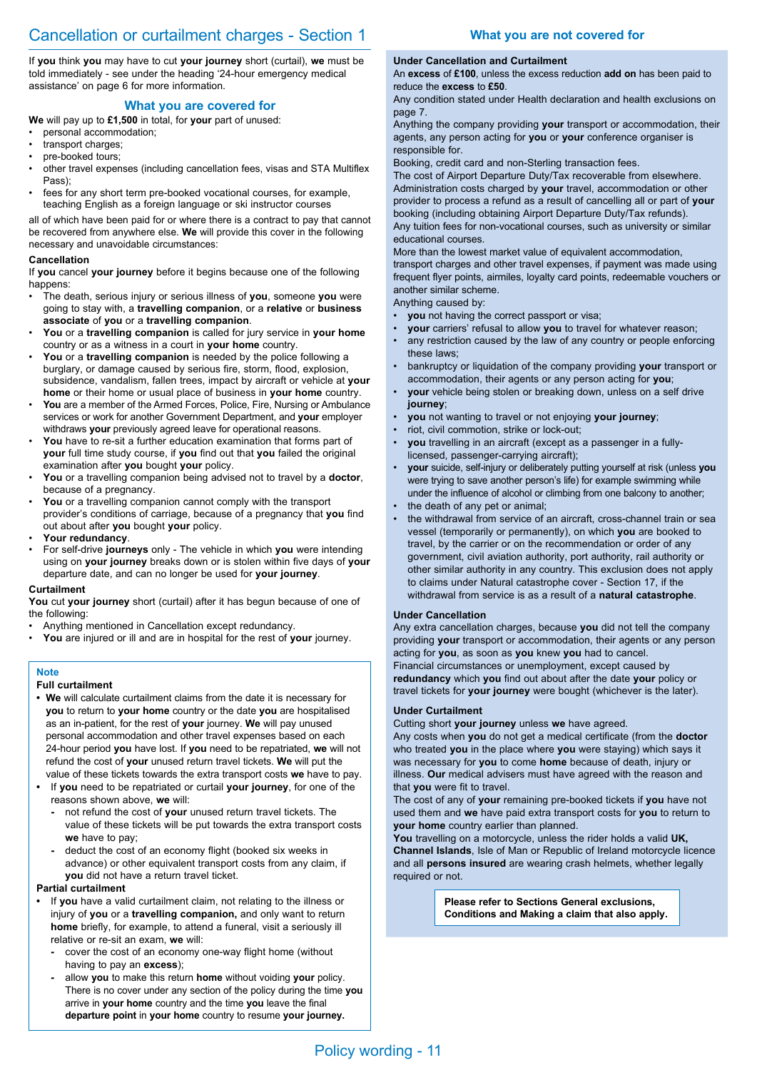# Cancellation or curtailment charges - Section 1

If **you** think **you** may have to cut **your journey** short (curtail), **we** must be told immediately - see under the heading '24-hour emergency medical assistance' on page 6 for more information.

## What you are covered for

**We** will pay up to **£1,500** in total, for **your** part of unused:

- personal accommodation;
- transport charges;
- pre-booked tours;
- other travel expenses (including cancellation fees, visas and STA Multiflex Pass);
- fees for any short term pre-booked vocational courses, for example, teaching English as a foreign language or ski instructor courses

all of which have been paid for or where there is a contract to pay that cannot be recovered from anywhere else. **We** will provide this cover in the following necessary and unavoidable circumstances:

**Cancellation**

If **you** cancel **your journey** before it begins because one of the following happens:

- The death, serious injury or serious illness of **you**, someone **you** were going to stay with, a **travelling companion**, or a **relative** or **business associate** of **you** or a **travelling companion**.
- **You** or a **travelling companion** is called for jury service in **your home** country or as a witness in a court in **your home** country.
- **You** or a **travelling companion** is needed by the police following a burglary, or damage caused by serious fire, storm, flood, explosion, subsidence, vandalism, fallen trees, impact by aircraft or vehicle at **your home** or their home or usual place of business in **your home** country.
- **You** are a member of the Armed Forces, Police, Fire, Nursing or Ambulance services or work for another Government Department, and **your** employer withdraws **your** previously agreed leave for operational reasons.
- **You** have to re-sit a further education examination that forms part of **your** full time study course, if **you** find out that **you** failed the original examination after **you** bought **your** policy.
- **You** or a travelling companion being advised not to travel by a **doctor**, because of a pregnancy.
- **You** or a travelling companion cannot comply with the transport provider's conditions of carriage, because of a pregnancy that **you** find out about after **you** bought **your** policy.
- **Your redundancy**.
- For self-drive **journeys** only - The vehicle in which **you** were intending using on **your journey** breaks down or is stolen within five days of **your** departure date, and can no longer be used for **your journey**.

**Curtailment**

**You** cut **your journey** short (curtail) after it has begun because of one of the following:

- Anything mentioned in Cancellation except redundancy.
- **You** are injured or ill and are in hospital for the rest of **your** journey.

**Note**

**Full curtailment**

- **We** will calculate curtailment claims from the date it is necessary for **you** to return to **your home** country or the date **you** are hospitalised as an in-patient, for the rest of **your** journey. **We** will pay unused personal accommodation and other travel expenses based on each 24-hour period **you** have lost. If **you** need to be repatriated, **we** will not refund the cost of **your** unused return travel tickets. **We** will put the value of these tickets towards the extra transport costs **we** have to pay.
- If **you** need to be repatriated or curtail **your journey**, for one of the reasons shown above, **we** will:
  - not refund the cost of **your** unused return travel tickets. The value of these tickets will be put towards the extra transport costs **we** have to pay;
  - deduct the cost of an economy flight (booked six weeks in advance) or other equivalent transport costs from any claim, if **you** did not have a return travel ticket.

**Partial curtailment**

- If **you** have a valid curtailment claim, not relating to the illness or injury of **you** or a **travelling companion,** and only want to return **home** briefly, for example, to attend a funeral, visit a seriously ill relative or re-sit an exam, **we** will:
  - cover the cost of an economy one-way flight home (without having to pay an **excess**);
  - allow **you** to make this return **home** without voiding **your** policy. There is no cover under any section of the policy during the time **you** arrive in **your home** country and the time **you** leave the final **departure point** in **your home** country to resume **your journey.**

## What you are not covered for

**Under Cancellation and Curtailment**

An **excess** of **£100**, unless the excess reduction **add on** has been paid to reduce the **excess** to **£50**.

Any condition stated under Health declaration and health exclusions on page 7.

Anything the company providing **your** transport or accommodation, their agents, any person acting for **you** or **your** conference organiser is responsible for.

Booking, credit card and non-Sterling transaction fees.

The cost of Airport Departure Duty/Tax recoverable from elsewhere.

Administration costs charged by **your** travel, accommodation or other provider to process a refund as a result of cancelling all or part of **your** booking (including obtaining Airport Departure Duty/Tax refunds).

Any tuition fees for non-vocational courses, such as university or similar educational courses.

More than the lowest market value of equivalent accommodation, transport charges and other travel expenses, if payment was made using frequent flyer points, airmiles, loyalty card points, redeemable vouchers or another similar scheme.

Anything caused by:

- **you** not having the correct passport or visa;
- **your** carriers' refusal to allow **you** to travel for whatever reason;
- any restriction caused by the law of any country or people enforcing these laws;
- bankruptcy or liquidation of the company providing **your** transport or accommodation, their agents or any person acting for **you**;
- **your** vehicle being stolen or breaking down, unless on a self drive **journey**;
- **you** not wanting to travel or not enjoying **your journey**;
- riot, civil commotion, strike or lock-out;
- **you** travelling in an aircraft (except as a passenger in a fully-licensed, passenger-carrying aircraft);
- **your** suicide, self-injury or deliberately putting yourself at risk (unless **you** were trying to save another person's life) for example swimming while under the influence of alcohol or climbing from one balcony to another;
- the death of any pet or animal;
- the withdrawal from service of an aircraft, cross-channel train or sea vessel (temporarily or permanently), on which **you** are booked to travel, by the carrier or on the recommendation or order of any government, civil aviation authority, port authority, rail authority or other similar authority in any country. This exclusion does not apply to claims under Natural catastrophe cover - Section 17, if the withdrawal from service is as a result of a **natural catastrophe**.

**Under Cancellation**

Any extra cancellation charges, because **you** did not tell the company providing **your** transport or accommodation, their agents or any person acting for **you**, as soon as **you** knew **you** had to cancel.

Financial circumstances or unemployment, except caused by **redundancy** which **you** find out about after the date **your** policy or travel tickets for **your journey** were bought (whichever is the later).

**Under Curtailment**

Cutting short **your journey** unless **we** have agreed.

Any costs when **you** do not get a medical certificate (from the **doctor** who treated **you** in the place where **you** were staying) which says it was necessary for **you** to come **home** because of death, injury or illness. **Our** medical advisers must have agreed with the reason and that **you** were fit to travel.

The cost of any of **your** remaining pre-booked tickets if **you** have not used them and **we** have paid extra transport costs for **you** to return to **your home** country earlier than planned.

**You** travelling on a motorcycle, unless the rider holds a valid **UK, Channel Islands**, Isle of Man or Republic of Ireland motorcycle licence and all **persons insured** are wearing crash helmets, whether legally required or not.

**Please refer to Sections General exclusions, Conditions and Making a claim that also apply.**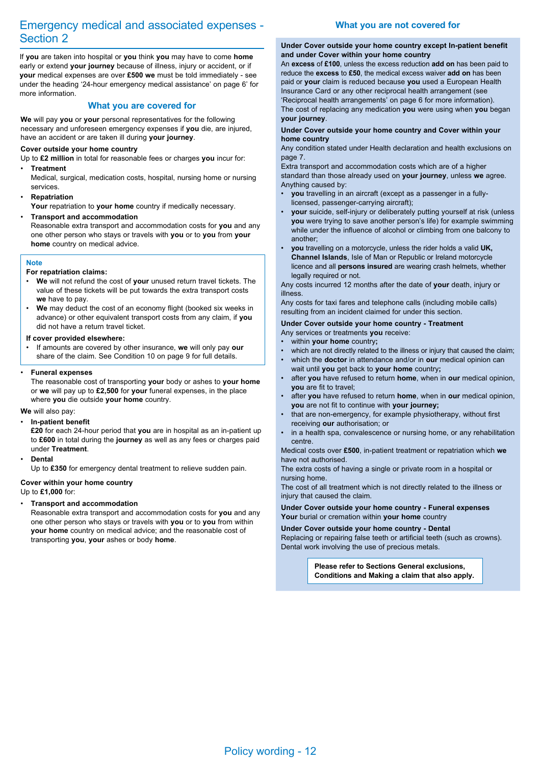## Emergency medical and associated expenses - Section 2

If **you** are taken into hospital or **you** think **you** may have to come **home** early or extend **your journey** because of illness, injury or accident, or if **your** medical expenses are over **£500 we** must be told immediately - see under the heading '24-hour emergency medical assistance' on page 6' for more information.

### What you are covered for

**We** will pay **you** or **your** personal representatives for the following necessary and unforeseen emergency expenses if **you** die, are injured, have an accident or are taken ill during **your journey**.

**Cover outside your home country**

Up to **£2 million** in total for reasonable fees or charges **you** incur for:

- **Treatment**
  Medical, surgical, medication costs, hospital, nursing home or nursing services.
- **Repatriation**
  **Your** repatriation to **your home** country if medically necessary.
- **Transport and accommodation**
  Reasonable extra transport and accommodation costs for **you** and any one other person who stays or travels with **you** or to **you** from **your home** country on medical advice.

> **Note**
>
> **For repatriation claims:**
>
> - **We** will not refund the cost of **your** unused return travel tickets. The value of these tickets will be put towards the extra transport costs **we** have to pay.
> - **We** may deduct the cost of an economy flight (booked six weeks in advance) or other equivalent transport costs from any claim, if **you** did not have a return travel ticket.
>
> **If cover provided elsewhere:**
>
> - If amounts are covered by other insurance, **we** will only pay **our** share of the claim. See Condition 10 on page 9 for full details.

- **Funeral expenses**
  The reasonable cost of transporting **your** body or ashes to **your home** or **we** will pay up to **£2,500** for **your** funeral expenses, in the place where **you** die outside **your home** country.

**We** will also pay:

- **In-patient benefit**
  **£20** for each 24-hour period that **you** are in hospital as an in-patient up to **£600** in total during the **journey** as well as any fees or charges paid under **Treatment**.
- **Dental**
  Up to **£350** for emergency dental treatment to relieve sudden pain.

**Cover within your home country**

Up to **£1,000** for:

- **Transport and accommodation**
  Reasonable extra transport and accommodation costs for **you** and any one other person who stays or travels with **you** or to **you** from within **your home** country on medical advice; and the reasonable cost of transporting **you**, **your** ashes or body **home**.

### What you are not covered for

**Under Cover outside your home country except In-patient benefit and under Cover within your home country**

An **excess** of **£100**, unless the excess reduction **add on** has been paid to reduce the **excess** to **£50**, the medical excess waiver **add on** has been paid or **your** claim is reduced because **you** used a European Health Insurance Card or any other reciprocal health arrangement (see 'Reciprocal health arrangements' on page 6 for more information).

The cost of replacing any medication **you** were using when **you** began **your journey**.

**Under Cover outside your home country and Cover within your home country**

Any condition stated under Health declaration and health exclusions on page 7.

Extra transport and accommodation costs which are of a higher standard than those already used on **your journey**, unless **we** agree.

Anything caused by:

- **you** travelling in an aircraft (except as a passenger in a fully-licensed, passenger-carrying aircraft);
- **your** suicide, self-injury or deliberately putting yourself at risk (unless **you** were trying to save another person's life) for example swimming while under the influence of alcohol or climbing from one balcony to another;
- **you** travelling on a motorcycle, unless the rider holds a valid **UK, Channel Islands**, Isle of Man or Republic or Ireland motorcycle licence and all **persons insured** are wearing crash helmets, whether legally required or not.

Any costs incurred 12 months after the date of **your** death, injury or illness.

Any costs for taxi fares and telephone calls (including mobile calls) resulting from an incident claimed for under this section.

**Under Cover outside your home country - Treatment**

Any services or treatments **you** receive:

- within **your home** country**;**
- which are not directly related to the illness or injury that caused the claim;
- which the **doctor** in attendance and/or in **our** medical opinion can wait until **you** get back to **your home** country**;**
- after **you** have refused to return **home**, when in **our** medical opinion, **you** are fit to travel;
- after **you** have refused to return **home**, when in **our** medical opinion, **you** are not fit to continue with **your journey;**
- that are non-emergency, for example physiotherapy, without first receiving **our** authorisation; or
- in a health spa, convalescence or nursing home, or any rehabilitation centre.

Medical costs over **£500**, in-patient treatment or repatriation which **we** have not authorised.

The extra costs of having a single or private room in a hospital or nursing home.

The cost of all treatment which is not directly related to the illness or injury that caused the claim.

**Under Cover outside your home country - Funeral expenses**

**Your** burial or cremation within **your home** country

**Under Cover outside your home country - Dental**

Replacing or repairing false teeth or artificial teeth (such as crowns).

Dental work involving the use of precious metals.

**Please refer to Sections General exclusions, Conditions and Making a claim that also apply.**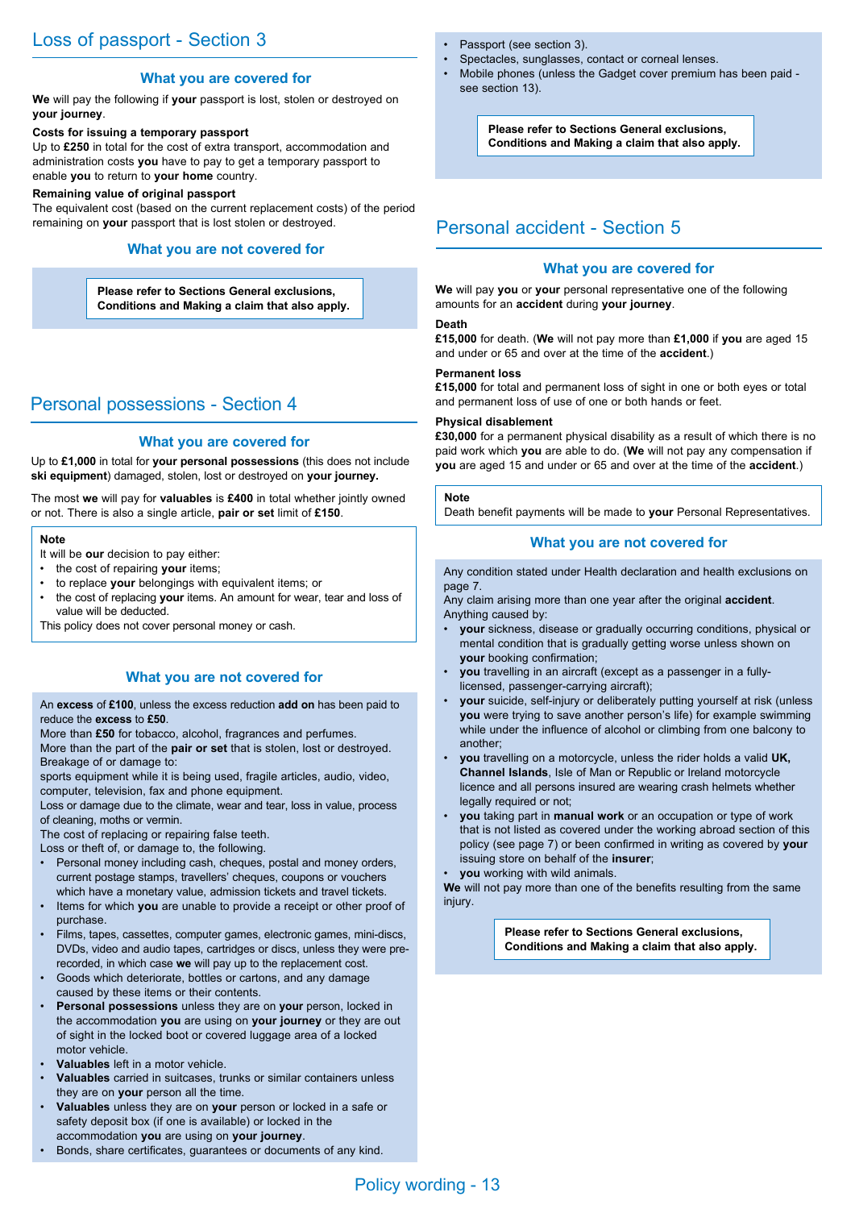## Loss of passport - Section 3

### What you are covered for

**We** will pay the following if **your** passport is lost, stolen or destroyed on **your journey**.

**Costs for issuing a temporary passport**

Up to **£250** in total for the cost of extra transport, accommodation and administration costs **you** have to pay to get a temporary passport to enable **you** to return to **your home** country.

**Remaining value of original passport**

The equivalent cost (based on the current replacement costs) of the period remaining on **your** passport that is lost stolen or destroyed.

### What you are not covered for

**Please refer to Sections General exclusions, Conditions and Making a claim that also apply.**

## Personal possessions - Section 4

### What you are covered for

Up to **£1,000** in total for **your personal possessions** (this does not include **ski equipment**) damaged, stolen, lost or destroyed on **your journey.**

The most **we** will pay for **valuables** is **£400** in total whether jointly owned or not. There is also a single article, **pair or set** limit of **£150**.

**Note**

It will be **our** decision to pay either:

- the cost of repairing **your** items;
- to replace **your** belongings with equivalent items; or
- the cost of replacing **your** items. An amount for wear, tear and loss of value will be deducted.

This policy does not cover personal money or cash.

### What you are not covered for

An **excess** of **£100**, unless the excess reduction **add on** has been paid to reduce the **excess** to **£50**.

More than **£50** for tobacco, alcohol, fragrances and perfumes.

More than the part of the **pair or set** that is stolen, lost or destroyed.

Breakage of or damage to:

sports equipment while it is being used, fragile articles, audio, video, computer, television, fax and phone equipment.

Loss or damage due to the climate, wear and tear, loss in value, process of cleaning, moths or vermin.

The cost of replacing or repairing false teeth.

Loss or theft of, or damage to, the following.

- Personal money including cash, cheques, postal and money orders, current postage stamps, travellers' cheques, coupons or vouchers which have a monetary value, admission tickets and travel tickets.
- Items for which **you** are unable to provide a receipt or other proof of purchase.
- Films, tapes, cassettes, computer games, electronic games, mini-discs, DVDs, video and audio tapes, cartridges or discs, unless they were pre-recorded, in which case **we** will pay up to the replacement cost.
- Goods which deteriorate, bottles or cartons, and any damage caused by these items or their contents.
- **Personal possessions** unless they are on **your** person, locked in the accommodation **you** are using on **your journey** or they are out of sight in the locked boot or covered luggage area of a locked motor vehicle.
- **Valuables** left in a motor vehicle.
- **Valuables** carried in suitcases, trunks or similar containers unless they are on **your** person all the time.
- **Valuables** unless they are on **your** person or locked in a safe or safety deposit box (if one is available) or locked in the accommodation **you** are using on **your journey**.
- Bonds, share certificates, guarantees or documents of any kind.
- Passport (see section 3).
- Spectacles, sunglasses, contact or corneal lenses.
- Mobile phones (unless the Gadget cover premium has been paid - see section 13).

**Please refer to Sections General exclusions, Conditions and Making a claim that also apply.**

## Personal accident - Section 5

### What you are covered for

**We** will pay **you** or **your** personal representative one of the following amounts for an **accident** during **your journey**.

**Death**

**£15,000** for death. (**We** will not pay more than **£1,000** if **you** are aged 15 and under or 65 and over at the time of the **accident**.)

**Permanent loss**

**£15,000** for total and permanent loss of sight in one or both eyes or total and permanent loss of use of one or both hands or feet.

**Physical disablement**

**£30,000** for a permanent physical disability as a result of which there is no paid work which **you** are able to do. (**We** will not pay any compensation if **you** are aged 15 and under or 65 and over at the time of the **accident**.)

**Note**

Death benefit payments will be made to **your** Personal Representatives.

### What you are not covered for

Any condition stated under Health declaration and health exclusions on page 7.

Any claim arising more than one year after the original **accident**.

Anything caused by:

- **your** sickness, disease or gradually occurring conditions, physical or mental condition that is gradually getting worse unless shown on **your** booking confirmation;
- **you** travelling in an aircraft (except as a passenger in a fully-licensed, passenger-carrying aircraft);
- **your** suicide, self-injury or deliberately putting yourself at risk (unless **you** were trying to save another person's life) for example swimming while under the influence of alcohol or climbing from one balcony to another;
- **you** travelling on a motorcycle, unless the rider holds a valid **UK, Channel Islands**, Isle of Man or Republic or Ireland motorcycle licence and all persons insured are wearing crash helmets whether legally required or not;
- **you** taking part in **manual work** or an occupation or type of work that is not listed as covered under the working abroad section of this policy (see page 7) or been confirmed in writing as covered by **your** issuing store on behalf of the **insurer**;
- **you** working with wild animals.

**We** will not pay more than one of the benefits resulting from the same injury.

**Please refer to Sections General exclusions, Conditions and Making a claim that also apply.**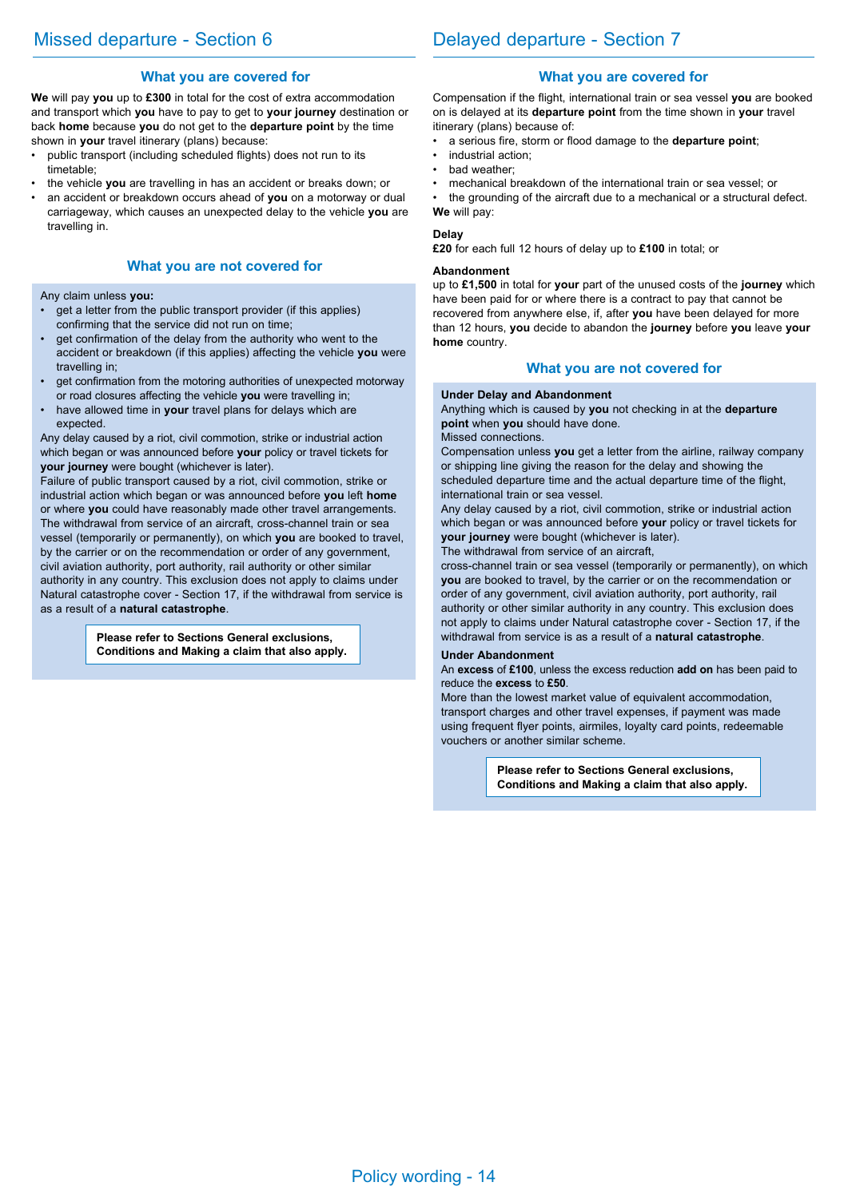## Missed departure - Section 6

### What you are covered for

**We** will pay **you** up to **£300** in total for the cost of extra accommodation and transport which **you** have to pay to get to **your journey** destination or back **home** because **you** do not get to the **departure point** by the time shown in **your** travel itinerary (plans) because:

- public transport (including scheduled flights) does not run to its timetable;
- the vehicle **you** are travelling in has an accident or breaks down; or
- an accident or breakdown occurs ahead of **you** on a motorway or dual carriageway, which causes an unexpected delay to the vehicle **you** are travelling in.

### What you are not covered for

Any claim unless **you:**

- get a letter from the public transport provider (if this applies) confirming that the service did not run on time;
- get confirmation of the delay from the authority who went to the accident or breakdown (if this applies) affecting the vehicle **you** were travelling in;
- get confirmation from the motoring authorities of unexpected motorway or road closures affecting the vehicle **you** were travelling in;
- have allowed time in **your** travel plans for delays which are expected.

Any delay caused by a riot, civil commotion, strike or industrial action which began or was announced before **your** policy or travel tickets for **your journey** were bought (whichever is later).

Failure of public transport caused by a riot, civil commotion, strike or industrial action which began or was announced before **you** left **home** or where **you** could have reasonably made other travel arrangements.

The withdrawal from service of an aircraft, cross-channel train or sea vessel (temporarily or permanently), on which **you** are booked to travel, by the carrier or on the recommendation or order of any government, civil aviation authority, port authority, rail authority or other similar authority in any country. This exclusion does not apply to claims under Natural catastrophe cover - Section 17, if the withdrawal from service is as a result of a **natural catastrophe**.

**Please refer to Sections General exclusions, Conditions and Making a claim that also apply.**

## Delayed departure - Section 7

### What you are covered for

Compensation if the flight, international train or sea vessel **you** are booked on is delayed at its **departure point** from the time shown in **your** travel itinerary (plans) because of:

- a serious fire, storm or flood damage to the **departure point**;
- industrial action;
- bad weather;
- mechanical breakdown of the international train or sea vessel; or
- the grounding of the aircraft due to a mechanical or a structural defect.

**We** will pay:

**Delay**

**£20** for each full 12 hours of delay up to **£100** in total; or

**Abandonment**

up to **£1,500** in total for **your** part of the unused costs of the **journey** which have been paid for or where there is a contract to pay that cannot be recovered from anywhere else, if, after **you** have been delayed for more than 12 hours, **you** decide to abandon the **journey** before **you** leave **your home** country.

### What you are not covered for

**Under Delay and Abandonment**

Anything which is caused by **you** not checking in at the **departure point** when **you** should have done.

Missed connections.

Compensation unless **you** get a letter from the airline, railway company or shipping line giving the reason for the delay and showing the scheduled departure time and the actual departure time of the flight, international train or sea vessel.

Any delay caused by a riot, civil commotion, strike or industrial action which began or was announced before **your** policy or travel tickets for **your journey** were bought (whichever is later).

The withdrawal from service of an aircraft, cross-channel train or sea vessel (temporarily or permanently), on which **you** are booked to travel, by the carrier or on the recommendation or order of any government, civil aviation authority, port authority, rail authority or other similar authority in any country. This exclusion does not apply to claims under Natural catastrophe cover - Section 17, if the withdrawal from service is as a result of a **natural catastrophe**.

**Under Abandonment**

An **excess** of **£100**, unless the excess reduction **add on** has been paid to reduce the **excess** to **£50**.

More than the lowest market value of equivalent accommodation, transport charges and other travel expenses, if payment was made using frequent flyer points, airmiles, loyalty card points, redeemable vouchers or another similar scheme.

**Please refer to Sections General exclusions, Conditions and Making a claim that also apply.**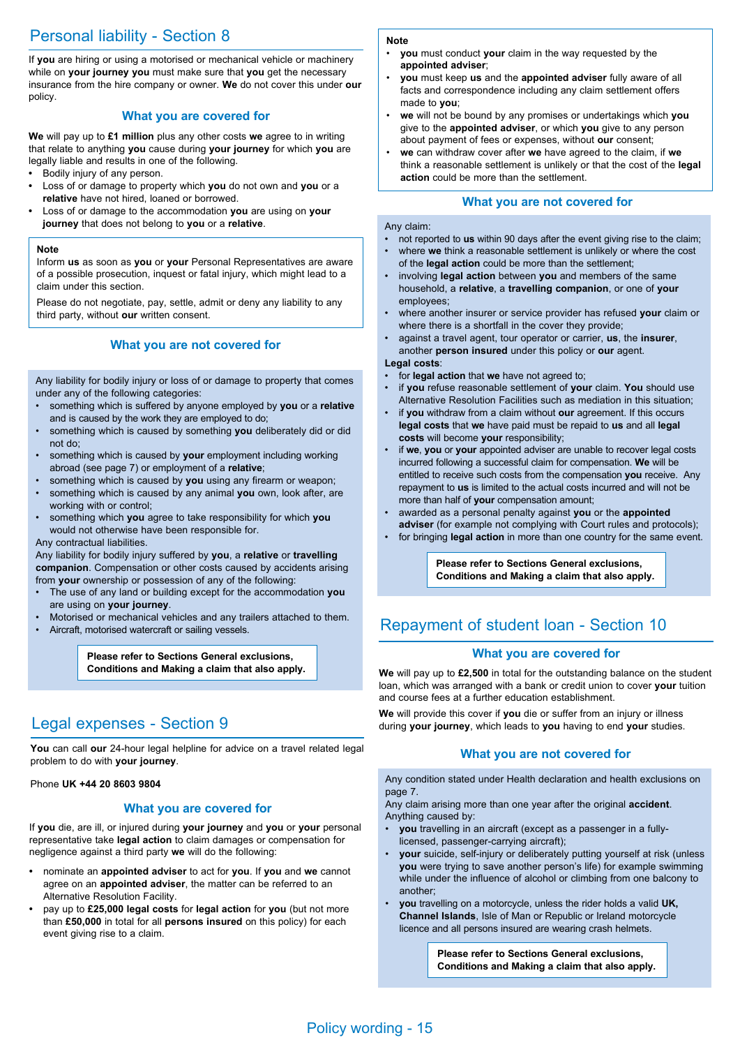## Personal liability - Section 8

If **you** are hiring or using a motorised or mechanical vehicle or machinery while on **your journey you** must make sure that **you** get the necessary insurance from the hire company or owner. **We** do not cover this under **our** policy.

### What you are covered for

**We** will pay up to **£1 million** plus any other costs **we** agree to in writing that relate to anything **you** cause during **your journey** for which **you** are legally liable and results in one of the following.

- Bodily injury of any person.
- Loss of or damage to property which **you** do not own and **you** or a **relative** have not hired, loaned or borrowed.
- Loss of or damage to the accommodation **you** are using on **your journey** that does not belong to **you** or a **relative**.

**Note**

Inform **us** as soon as **you** or **your** Personal Representatives are aware of a possible prosecution, inquest or fatal injury, which might lead to a claim under this section.

Please do not negotiate, pay, settle, admit or deny any liability to any third party, without **our** written consent.

### What you are not covered for

Any liability for bodily injury or loss of or damage to property that comes under any of the following categories:

- something which is suffered by anyone employed by **you** or a **relative** and is caused by the work they are employed to do;
- something which is caused by something **you** deliberately did or did not do;
- something which is caused by **your** employment including working abroad (see page 7) or employment of a **relative**;
- something which is caused by **you** using any firearm or weapon;
- something which is caused by any animal **you** own, look after, are working with or control;
- something which **you** agree to take responsibility for which **you** would not otherwise have been responsible for.

Any contractual liabilities.

Any liability for bodily injury suffered by **you**, a **relative** or **travelling companion**. Compensation or other costs caused by accidents arising from **your** ownership or possession of any of the following:

- The use of any land or building except for the accommodation **you** are using on **your journey**.
- Motorised or mechanical vehicles and any trailers attached to them.
- Aircraft, motorised watercraft or sailing vessels.

**Please refer to Sections General exclusions, Conditions and Making a claim that also apply.**

## Legal expenses - Section 9

**You** can call **our** 24-hour legal helpline for advice on a travel related legal problem to do with **your journey**.

Phone **UK +44 20 8603 9804**

### What you are covered for

If **you** die, are ill, or injured during **your journey** and **you** or **your** personal representative take **legal action** to claim damages or compensation for negligence against a third party **we** will do the following:

- nominate an **appointed adviser** to act for **you**. If **you** and **we** cannot agree on an **appointed adviser**, the matter can be referred to an Alternative Resolution Facility.
- pay up to **£25,000 legal costs** for **legal action** for **you** (but not more than **£50,000** in total for all **persons insured** on this policy) for each event giving rise to a claim.

**Note**

- **you** must conduct **your** claim in the way requested by the **appointed adviser**;
- **you** must keep **us** and the **appointed adviser** fully aware of all facts and correspondence including any claim settlement offers made to **you**;
- **we** will not be bound by any promises or undertakings which **you** give to the **appointed adviser**, or which **you** give to any person about payment of fees or expenses, without **our** consent;
- **we** can withdraw cover after **we** have agreed to the claim, if **we** think a reasonable settlement is unlikely or that the cost of the **legal action** could be more than the settlement.

### What you are not covered for

Any claim:

- not reported to **us** within 90 days after the event giving rise to the claim;
- where **we** think a reasonable settlement is unlikely or where the cost of the **legal action** could be more than the settlement;
- involving **legal action** between **you** and members of the same household, a **relative**, a **travelling companion**, or one of **your** employees;
- where another insurer or service provider has refused **your** claim or where there is a shortfall in the cover they provide;
- against a travel agent, tour operator or carrier, **us**, the **insurer**, another **person insured** under this policy or **our** agent.

**Legal costs**:

- for **legal action** that **we** have not agreed to;
- if **you** refuse reasonable settlement of **your** claim. **You** should use Alternative Resolution Facilities such as mediation in this situation;
- if **you** withdraw from a claim without **our** agreement. If this occurs **legal costs** that **we** have paid must be repaid to **us** and all **legal costs** will become **your** responsibility;
- if **we**, **you** or **your** appointed adviser are unable to recover legal costs incurred following a successful claim for compensation. **We** will be entitled to receive such costs from the compensation **you** receive. Any repayment to **us** is limited to the actual costs incurred and will not be more than half of **your** compensation amount;
- awarded as a personal penalty against **you** or the **appointed adviser** (for example not complying with Court rules and protocols);
- for bringing **legal action** in more than one country for the same event.

**Please refer to Sections General exclusions, Conditions and Making a claim that also apply.**

## Repayment of student loan - Section 10

### What you are covered for

**We** will pay up to **£2,500** in total for the outstanding balance on the student loan, which was arranged with a bank or credit union to cover **your** tuition and course fees at a further education establishment.

**We** will provide this cover if **you** die or suffer from an injury or illness during **your journey**, which leads to **you** having to end **your** studies.

### What you are not covered for

Any condition stated under Health declaration and health exclusions on page 7.

Any claim arising more than one year after the original **accident**.

Anything caused by:

- **you** travelling in an aircraft (except as a passenger in a fully-licensed, passenger-carrying aircraft);
- **your** suicide, self-injury or deliberately putting yourself at risk (unless **you** were trying to save another person's life) for example swimming while under the influence of alcohol or climbing from one balcony to another;
- **you** travelling on a motorcycle, unless the rider holds a valid **UK, Channel Islands**, Isle of Man or Republic or Ireland motorcycle licence and all persons insured are wearing crash helmets.

**Please refer to Sections General exclusions, Conditions and Making a claim that also apply.**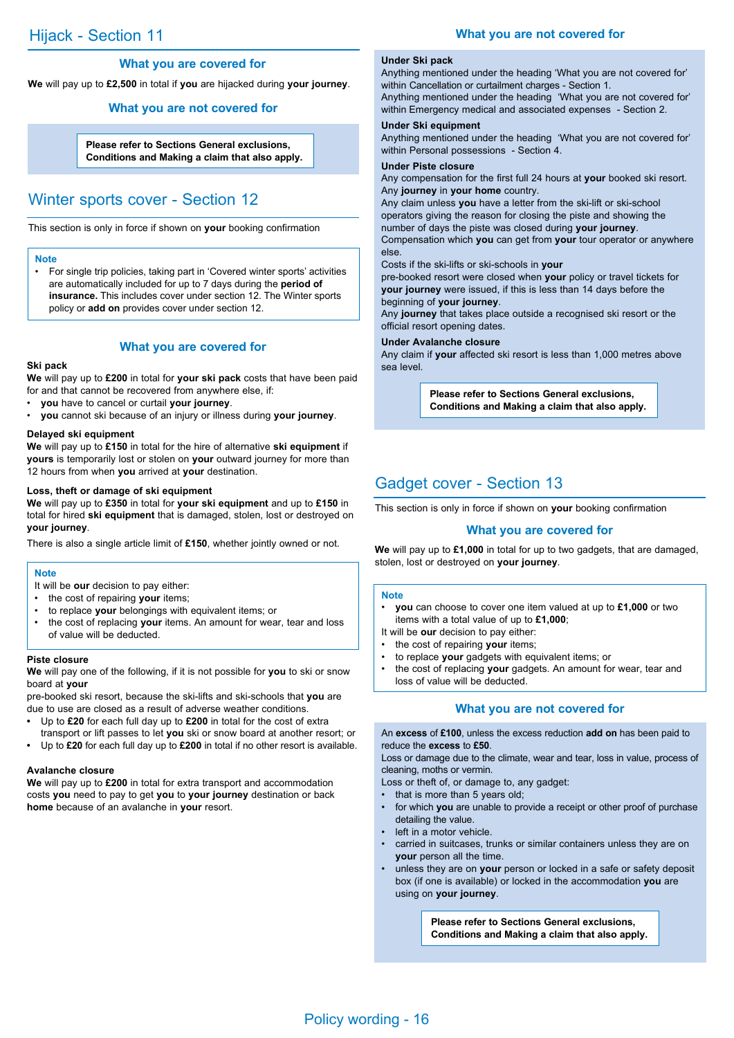## Hijack - Section 11

### What you are covered for

**We** will pay up to **£2,500** in total if **you** are hijacked during **your journey**.

### What you are not covered for

**Please refer to Sections General exclusions, Conditions and Making a claim that also apply.**

## Winter sports cover - Section 12

This section is only in force if shown on **your** booking confirmation

**Note**

- For single trip policies, taking part in 'Covered winter sports' activities are automatically included for up to 7 days during the **period of insurance.** This includes cover under section 12. The Winter sports policy or **add on** provides cover under section 12.

### What you are covered for

**Ski pack**
**We** will pay up to **£200** in total for **your ski pack** costs that have been paid for and that cannot be recovered from anywhere else, if:

- **you** have to cancel or curtail **your journey**.
- **you** cannot ski because of an injury or illness during **your journey**.

**Delayed ski equipment**
**We** will pay up to **£150** in total for the hire of alternative **ski equipment** if **yours** is temporarily lost or stolen on **your** outward journey for more than 12 hours from when **you** arrived at **your** destination.

**Loss, theft or damage of ski equipment**
**We** will pay up to **£350** in total for **your ski equipment** and up to **£150** in total for hired **ski equipment** that is damaged, stolen, lost or destroyed on **your journey**.

There is also a single article limit of **£150**, whether jointly owned or not.

**Note**
It will be **our** decision to pay either:

- the cost of repairing **your** items;
- to replace **your** belongings with equivalent items; or
- the cost of replacing **your** items. An amount for wear, tear and loss of value will be deducted.

**Piste closure**
**We** will pay one of the following, if it is not possible for **you** to ski or snow board at **your** pre-booked ski resort, because the ski-lifts and ski-schools that **you** are due to use are closed as a result of adverse weather conditions.

- Up to **£20** for each full day up to **£200** in total for the cost of extra transport or lift passes to let **you** ski or snow board at another resort; or
- Up to **£20** for each full day up to **£200** in total if no other resort is available.

**Avalanche closure**
**We** will pay up to **£200** in total for extra transport and accommodation costs **you** need to pay to get **you** to **your journey** destination or back **home** because of an avalanche in **your** resort.

### What you are not covered for

**Under Ski pack**
Anything mentioned under the heading 'What you are not covered for' within Cancellation or curtailment charges - Section 1.
Anything mentioned under the heading 'What you are not covered for' within Emergency medical and associated expenses - Section 2.

**Under Ski equipment**
Anything mentioned under the heading 'What you are not covered for' within Personal possessions - Section 4.

**Under Piste closure**
Any compensation for the first full 24 hours at **your** booked ski resort.
Any **journey** in **your home** country.
Any claim unless **you** have a letter from the ski-lift or ski-school operators giving the reason for closing the piste and showing the number of days the piste was closed during **your journey**.
Compensation which **you** can get from **your** tour operator or anywhere else.
Costs if the ski-lifts or ski-schools in **your** pre-booked resort were closed when **your** policy or travel tickets for **your journey** were issued, if this is less than 14 days before the beginning of **your journey**.
Any **journey** that takes place outside a recognised ski resort or the official resort opening dates.

**Under Avalanche closure**
Any claim if **your** affected ski resort is less than 1,000 metres above sea level.

**Please refer to Sections General exclusions, Conditions and Making a claim that also apply.**

## Gadget cover - Section 13

This section is only in force if shown on **your** booking confirmation

### What you are covered for

**We** will pay up to **£1,000** in total for up to two gadgets, that are damaged, stolen, lost or destroyed on **your journey**.

**Note**

- **you** can choose to cover one item valued at up to **£1,000** or two items with a total value of up to **£1,000**;

It will be **our** decision to pay either:

- the cost of repairing **your** items;
- to replace **your** gadgets with equivalent items; or
- the cost of replacing **your** gadgets. An amount for wear, tear and loss of value will be deducted.

### What you are not covered for

An **excess** of **£100**, unless the excess reduction **add on** has been paid to reduce the **excess** to **£50**.
Loss or damage due to the climate, wear and tear, loss in value, process of cleaning, moths or vermin.
Loss or theft of, or damage to, any gadget:

- that is more than 5 years old;
- for which **you** are unable to provide a receipt or other proof of purchase detailing the value.
- left in a motor vehicle.
- carried in suitcases, trunks or similar containers unless they are on **your** person all the time.
- unless they are on **your** person or locked in a safe or safety deposit box (if one is available) or locked in the accommodation **you** are using on **your journey**.

**Please refer to Sections General exclusions, Conditions and Making a claim that also apply.**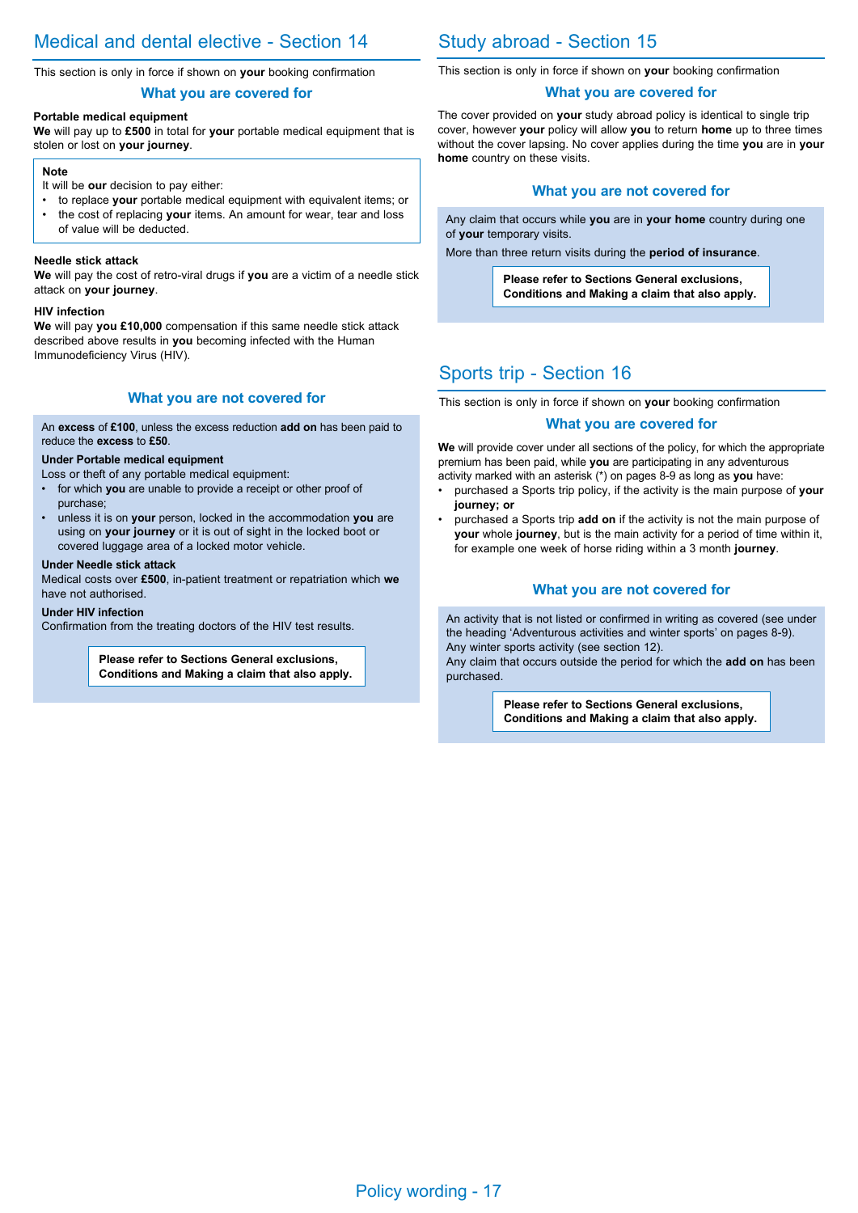## Medical and dental elective - Section 14

This section is only in force if shown on **your** booking confirmation

### What you are covered for

**Portable medical equipment**

**We** will pay up to **£500** in total for **your** portable medical equipment that is stolen or lost on **your journey**.

**Note**

It will be **our** decision to pay either:

- to replace **your** portable medical equipment with equivalent items; or
- the cost of replacing **your** items. An amount for wear, tear and loss of value will be deducted.

**Needle stick attack**

**We** will pay the cost of retro-viral drugs if **you** are a victim of a needle stick attack on **your journey**.

**HIV infection**

**We** will pay **you £10,000** compensation if this same needle stick attack described above results in **you** becoming infected with the Human Immunodeficiency Virus (HIV).

### What you are not covered for

An **excess** of **£100**, unless the excess reduction **add on** has been paid to reduce the **excess** to **£50**.

**Under Portable medical equipment**

Loss or theft of any portable medical equipment:

- for which **you** are unable to provide a receipt or other proof of purchase;
- unless it is on **your** person, locked in the accommodation **you** are using on **your journey** or it is out of sight in the locked boot or covered luggage area of a locked motor vehicle.

**Under Needle stick attack**

Medical costs over **£500**, in-patient treatment or repatriation which **we** have not authorised.

**Under HIV infection**

Confirmation from the treating doctors of the HIV test results.

**Please refer to Sections General exclusions, Conditions and Making a claim that also apply.**

## Study abroad - Section 15

This section is only in force if shown on **your** booking confirmation

### What you are covered for

The cover provided on **your** study abroad policy is identical to single trip cover, however **your** policy will allow **you** to return **home** up to three times without the cover lapsing. No cover applies during the time **you** are in **your home** country on these visits.

### What you are not covered for

Any claim that occurs while **you** are in **your home** country during one of **your** temporary visits.

More than three return visits during the **period of insurance**.

**Please refer to Sections General exclusions, Conditions and Making a claim that also apply.**

## Sports trip - Section 16

This section is only in force if shown on **your** booking confirmation

### What you are covered for

**We** will provide cover under all sections of the policy, for which the appropriate premium has been paid, while **you** are participating in any adventurous activity marked with an asterisk (*) on pages 8-9 as long as **you** have:

- purchased a Sports trip policy, if the activity is the main purpose of **your journey; or**
- purchased a Sports trip **add on** if the activity is not the main purpose of **your** whole **journey**, but is the main activity for a period of time within it, for example one week of horse riding within a 3 month **journey**.

### What you are not covered for

An activity that is not listed or confirmed in writing as covered (see under the heading 'Adventurous activities and winter sports' on pages 8-9).

Any winter sports activity (see section 12).

Any claim that occurs outside the period for which the **add on** has been purchased.

**Please refer to Sections General exclusions, Conditions and Making a claim that also apply.**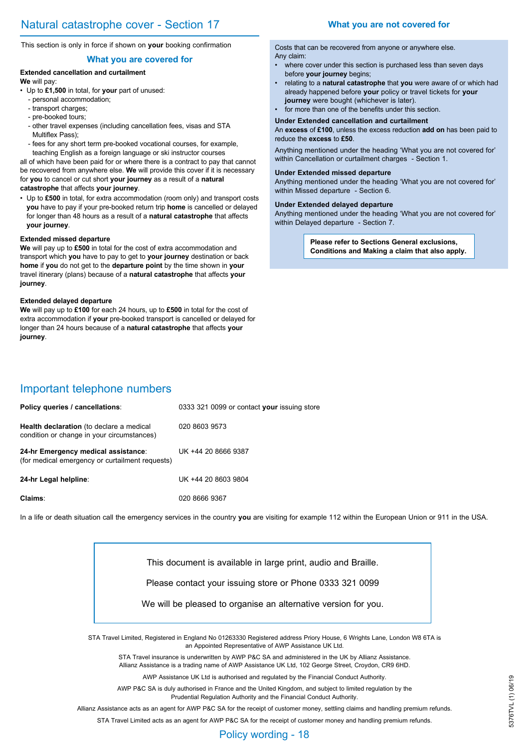## Natural catastrophe cover - Section 17

This section is only in force if shown on **your** booking confirmation

### What you are covered for

**Extended cancellation and curtailment**

**We** will pay:

- Up to **£1,500** in total, for **your** part of unused:
  - personal accommodation;
  - transport charges;
  - pre-booked tours;
  - other travel expenses (including cancellation fees, visas and STA Multiflex Pass);
  - fees for any short term pre-booked vocational courses, for example, teaching English as a foreign language or ski instructor courses

all of which have been paid for or where there is a contract to pay that cannot be recovered from anywhere else. **We** will provide this cover if it is necessary for **you** to cancel or cut short **your journey** as a result of a **natural catastrophe** that affects **your journey**.

- Up to **£500** in total, for extra accommodation (room only) and transport costs **you** have to pay if your pre-booked return trip **home** is cancelled or delayed for longer than 48 hours as a result of a **natural catastrophe** that affects **your journey**.

**Extended missed departure**

**We** will pay up to **£500** in total for the cost of extra accommodation and transport which **you** have to pay to get to **your journey** destination or back **home** if **you** do not get to the **departure point** by the time shown in **your** travel itinerary (plans) because of a **natural catastrophe** that affects **your journey**.

**Extended delayed departure**

**We** will pay up to **£100** for each 24 hours, up to **£500** in total for the cost of extra accommodation if **your** pre-booked transport is cancelled or delayed for longer than 24 hours because of a **natural catastrophe** that affects **your journey**.

### What you are not covered for

Costs that can be recovered from anyone or anywhere else.

Any claim:

- where cover under this section is purchased less than seven days before **your journey** begins;
- relating to a **natural catastrophe** that **you** were aware of or which had already happened before **your** policy or travel tickets for **your journey** were bought (whichever is later).
- for more than one of the benefits under this section.

**Under Extended cancellation and curtailment**

An **excess** of **£100**, unless the excess reduction **add on** has been paid to reduce the **excess** to **£50**.

Anything mentioned under the heading 'What you are not covered for' within Cancellation or curtailment charges - Section 1.

**Under Extended missed departure**

Anything mentioned under the heading 'What you are not covered for' within Missed departure - Section 6.

**Under Extended delayed departure**

Anything mentioned under the heading 'What you are not covered for' within Delayed departure - Section 7.

**Please refer to Sections General exclusions, Conditions and Making a claim that also apply.**

## Important telephone numbers

| | |
|---|---|
| **Policy queries / cancellations**: | 0333 321 0099 or contact **your** issuing store |
| **Health declaration** (to declare a medical condition or change in your circumstances) | 020 8603 9573 |
| **24-hr Emergency medical assistance**: (for medical emergency or curtailment requests) | UK +44 20 8666 9387 |
| **24-hr Legal helpline**: | UK +44 20 8603 9804 |
| **Claims**: | 020 8666 9367 |

In a life or death situation call the emergency services in the country **you** are visiting for example 112 within the European Union or 911 in the USA.

This document is available in large print, audio and Braille.

Please contact your issuing store or Phone 0333 321 0099

We will be pleased to organise an alternative version for you.

STA Travel Limited, Registered in England No 01263330 Registered address Priory House, 6 Wrights Lane, London W8 6TA is an Appointed Representative of AWP Assistance UK Ltd.

STA Travel insurance is underwritten by AWP P&C SA and administered in the UK by Allianz Assistance. Allianz Assistance is a trading name of AWP Assistance UK Ltd, 102 George Street, Croydon, CR9 6HD.

AWP Assistance UK Ltd is authorised and regulated by the Financial Conduct Authority.

AWP P&C SA is duly authorised in France and the United Kingdom, and subject to limited regulation by the Prudential Regulation Authority and the Financial Conduct Authority.

Allianz Assistance acts as an agent for AWP P&C SA for the receipt of customer money, settling claims and handling premium refunds.

STA Travel Limited acts as an agent for AWP P&C SA for the receipt of customer money and handling premium refunds.

5376TVL (1) 06/19